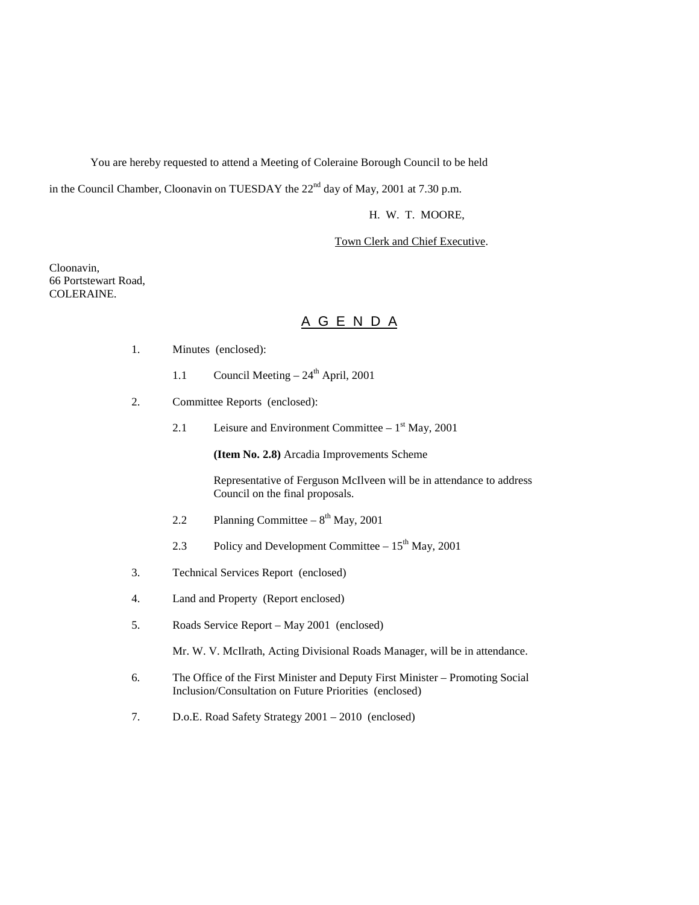You are hereby requested to attend a Meeting of Coleraine Borough Council to be held in the Council Chamber, Cloonavin on TUESDAY the 22nd day of May, 2001 at 7.30 p.m.

H. W. T. MOORE,

Town Clerk and Chief Executive.

Cloonavin,
66 Portstewart Road,
COLERAINE.

# A G E N D A

1. Minutes (enclosed):

   1.1 Council Meeting – 24th April, 2001

2. Committee Reports (enclosed):

   2.1 Leisure and Environment Committee – 1st May, 2001

   **(Item No. 2.8)** Arcadia Improvements Scheme

   Representative of Ferguson McIlveen will be in attendance to address Council on the final proposals.

   2.2 Planning Committee – 8th May, 2001

   2.3 Policy and Development Committee – 15th May, 2001

3. Technical Services Report (enclosed)

4. Land and Property (Report enclosed)

5. Roads Service Report – May 2001 (enclosed)

   Mr. W. V. McIlrath, Acting Divisional Roads Manager, will be in attendance.

6. The Office of the First Minister and Deputy First Minister – Promoting Social Inclusion/Consultation on Future Priorities (enclosed)

7. D.o.E. Road Safety Strategy 2001 – 2010 (enclosed)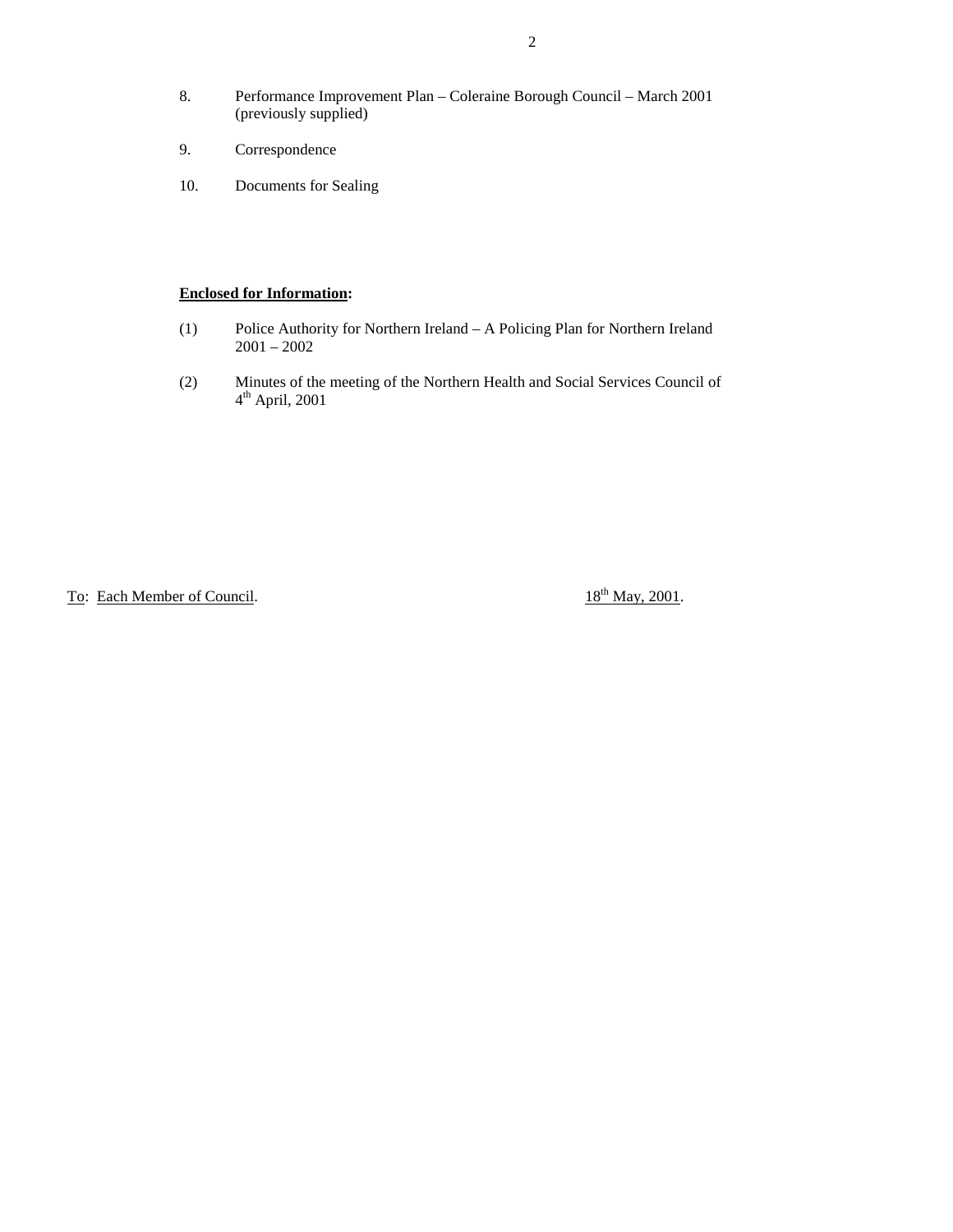8. Performance Improvement Plan – Coleraine Borough Council – March 2001 (previously supplied)

9. Correspondence

10. Documents for Sealing

**Enclosed for Information:**

(1) Police Authority for Northern Ireland – A Policing Plan for Northern Ireland 2001 – 2002

(2) Minutes of the meeting of the Northern Health and Social Services Council of 4th April, 2001

To: Each Member of Council. 18th May, 2001.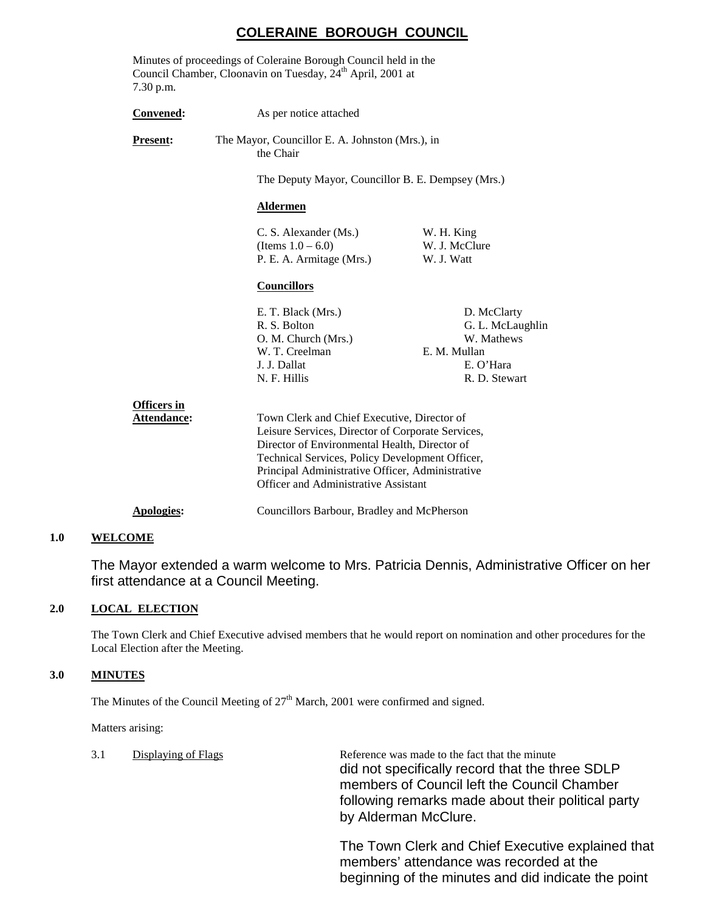# COLERAINE BOROUGH COUNCIL

Minutes of proceedings of Coleraine Borough Council held in the Council Chamber, Cloonavin on Tuesday, 24th April, 2001 at 7.30 p.m.

**Convened:** As per notice attached

**Present:** The Mayor, Councillor E. A. Johnston (Mrs.), in the Chair

The Deputy Mayor, Councillor B. E. Dempsey (Mrs.)

**Aldermen**

C. S. Alexander (Ms.) (Items 1.0 – 6.0)
P. E. A. Armitage (Mrs.)
W. H. King
W. J. McClure
W. J. Watt

**Councillors**

E. T. Black (Mrs.)
R. S. Bolton
O. M. Church (Mrs.)
W. T. Creelman
J. J. Dallat
N. F. Hillis
D. McClarty
G. L. McLaughlin
W. Mathews
E. M. Mullan
E. O'Hara
R. D. Stewart

**Officers in Attendance:** Town Clerk and Chief Executive, Director of Leisure Services, Director of Corporate Services, Director of Environmental Health, Director of Technical Services, Policy Development Officer, Principal Administrative Officer, Administrative Officer and Administrative Assistant

**Apologies:** Councillors Barbour, Bradley and McPherson

## 1.0 WELCOME

The Mayor extended a warm welcome to Mrs. Patricia Dennis, Administrative Officer on her first attendance at a Council Meeting.

## 2.0 LOCAL ELECTION

The Town Clerk and Chief Executive advised members that he would report on nomination and other procedures for the Local Election after the Meeting.

## 3.0 MINUTES

The Minutes of the Council Meeting of 27th March, 2001 were confirmed and signed.

Matters arising:

3.1 Displaying of Flags

Reference was made to the fact that the minute did not specifically record that the three SDLP members of Council left the Council Chamber following remarks made about their political party by Alderman McClure.

The Town Clerk and Chief Executive explained that members' attendance was recorded at the beginning of the minutes and did indicate the point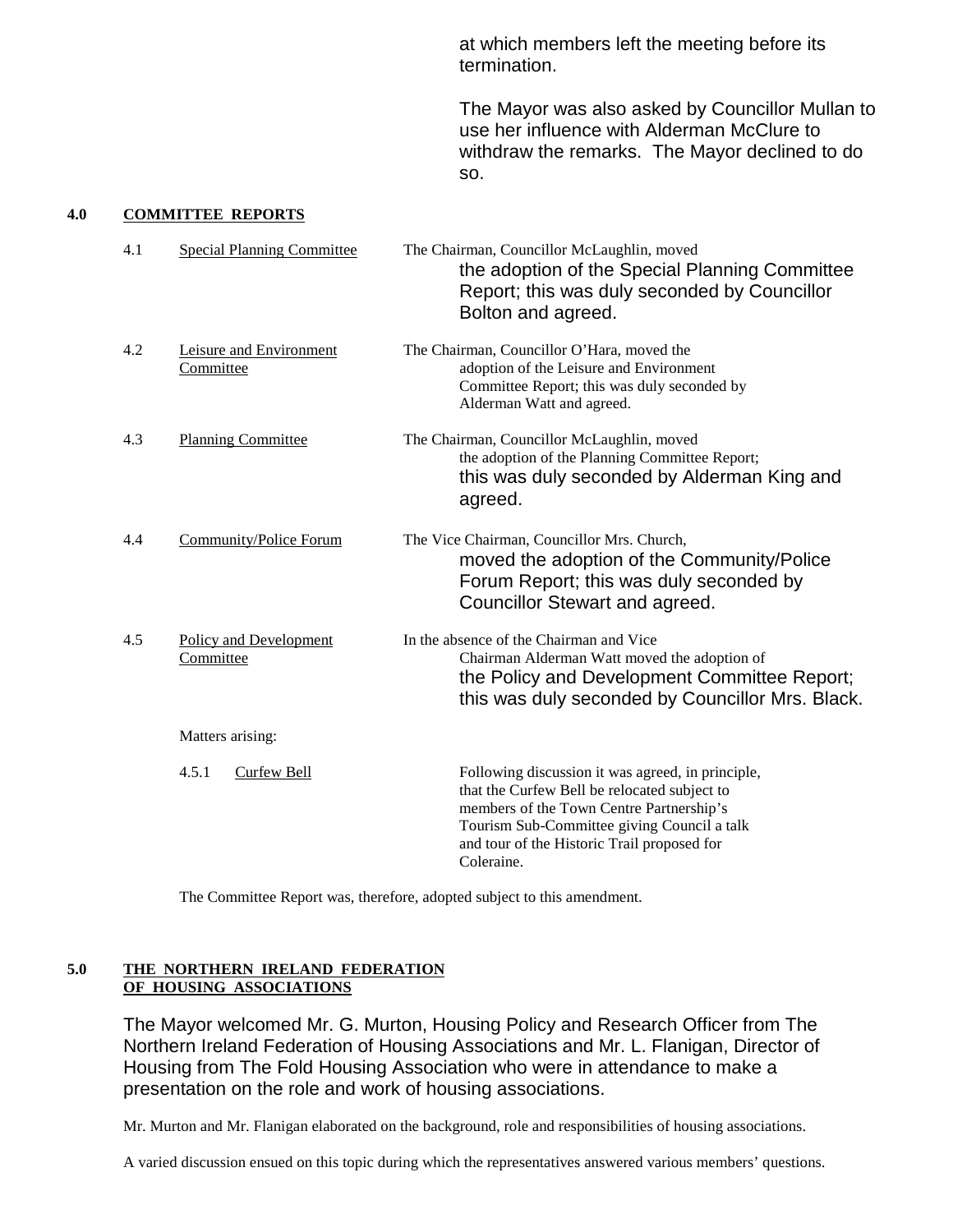at which members left the meeting before its termination.

The Mayor was also asked by Councillor Mullan to use her influence with Alderman McClure to withdraw the remarks. The Mayor declined to do so.

**4.0 COMMITTEE REPORTS**

4.1 Special Planning Committee

The Chairman, Councillor McLaughlin, moved the adoption of the Special Planning Committee Report; this was duly seconded by Councillor Bolton and agreed.

4.2 Leisure and Environment Committee

The Chairman, Councillor O'Hara, moved the adoption of the Leisure and Environment Committee Report; this was duly seconded by Alderman Watt and agreed.

4.3 Planning Committee

The Chairman, Councillor McLaughlin, moved the adoption of the Planning Committee Report; this was duly seconded by Alderman King and agreed.

4.4 Community/Police Forum

The Vice Chairman, Councillor Mrs. Church, moved the adoption of the Community/Police Forum Report; this was duly seconded by Councillor Stewart and agreed.

4.5 Policy and Development Committee

In the absence of the Chairman and Vice Chairman Alderman Watt moved the adoption of the Policy and Development Committee Report; this was duly seconded by Councillor Mrs. Black.

Matters arising:

4.5.1 Curfew Bell

Following discussion it was agreed, in principle, that the Curfew Bell be relocated subject to members of the Town Centre Partnership's Tourism Sub-Committee giving Council a talk and tour of the Historic Trail proposed for Coleraine.

The Committee Report was, therefore, adopted subject to this amendment.

**5.0 THE NORTHERN IRELAND FEDERATION OF HOUSING ASSOCIATIONS**

The Mayor welcomed Mr. G. Murton, Housing Policy and Research Officer from The Northern Ireland Federation of Housing Associations and Mr. L. Flanigan, Director of Housing from The Fold Housing Association who were in attendance to make a presentation on the role and work of housing associations.

Mr. Murton and Mr. Flanigan elaborated on the background, role and responsibilities of housing associations.

A varied discussion ensued on this topic during which the representatives answered various members' questions.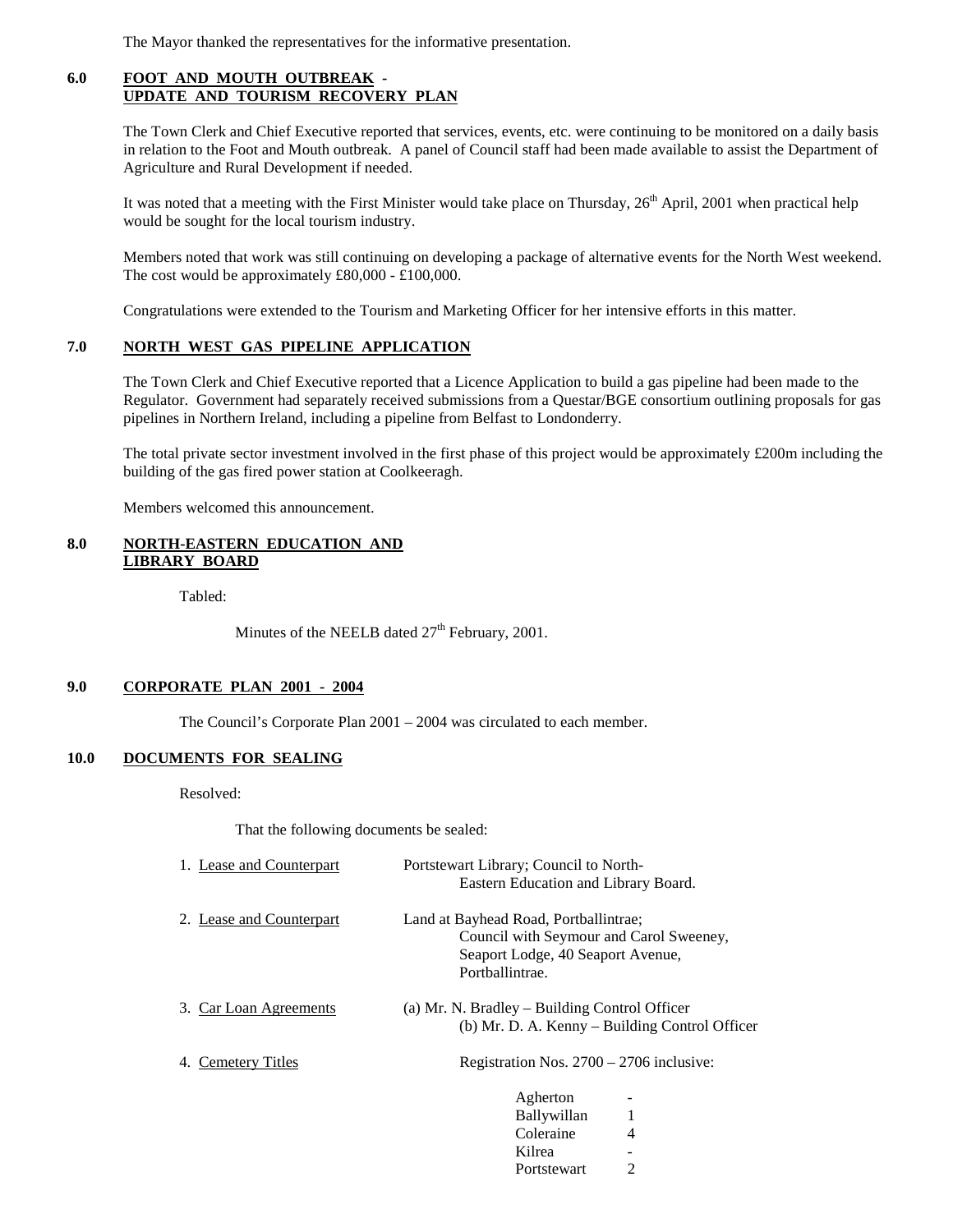The Mayor thanked the representatives for the informative presentation.

## 6.0 FOOT AND MOUTH OUTBREAK - UPDATE AND TOURISM RECOVERY PLAN

The Town Clerk and Chief Executive reported that services, events, etc. were continuing to be monitored on a daily basis in relation to the Foot and Mouth outbreak. A panel of Council staff had been made available to assist the Department of Agriculture and Rural Development if needed.

It was noted that a meeting with the First Minister would take place on Thursday, 26th April, 2001 when practical help would be sought for the local tourism industry.

Members noted that work was still continuing on developing a package of alternative events for the North West weekend. The cost would be approximately £80,000 - £100,000.

Congratulations were extended to the Tourism and Marketing Officer for her intensive efforts in this matter.

## 7.0 NORTH WEST GAS PIPELINE APPLICATION

The Town Clerk and Chief Executive reported that a Licence Application to build a gas pipeline had been made to the Regulator. Government had separately received submissions from a Questar/BGE consortium outlining proposals for gas pipelines in Northern Ireland, including a pipeline from Belfast to Londonderry.

The total private sector investment involved in the first phase of this project would be approximately £200m including the building of the gas fired power station at Coolkeeragh.

Members welcomed this announcement.

## 8.0 NORTH-EASTERN EDUCATION AND LIBRARY BOARD

Tabled:

Minutes of the NEELB dated 27th February, 2001.

## 9.0 CORPORATE PLAN 2001 - 2004

The Council's Corporate Plan 2001 – 2004 was circulated to each member.

## 10.0 DOCUMENTS FOR SEALING

Resolved:

That the following documents be sealed:

1. Lease and Counterpart — Portstewart Library; Council to North-Eastern Education and Library Board.

2. Lease and Counterpart — Land at Bayhead Road, Portballintrae; Council with Seymour and Carol Sweeney, Seaport Lodge, 40 Seaport Avenue, Portballintrae.

3. Car Loan Agreements — (a) Mr. N. Bradley – Building Control Officer
(b) Mr. D. A. Kenny – Building Control Officer

4. Cemetery Titles — Registration Nos. 2700 – 2706 inclusive:

| | |
|---|---|
| Agherton | - |
| Ballywillan | 1 |
| Coleraine | 4 |
| Kilrea | - |
| Portstewart | 2 |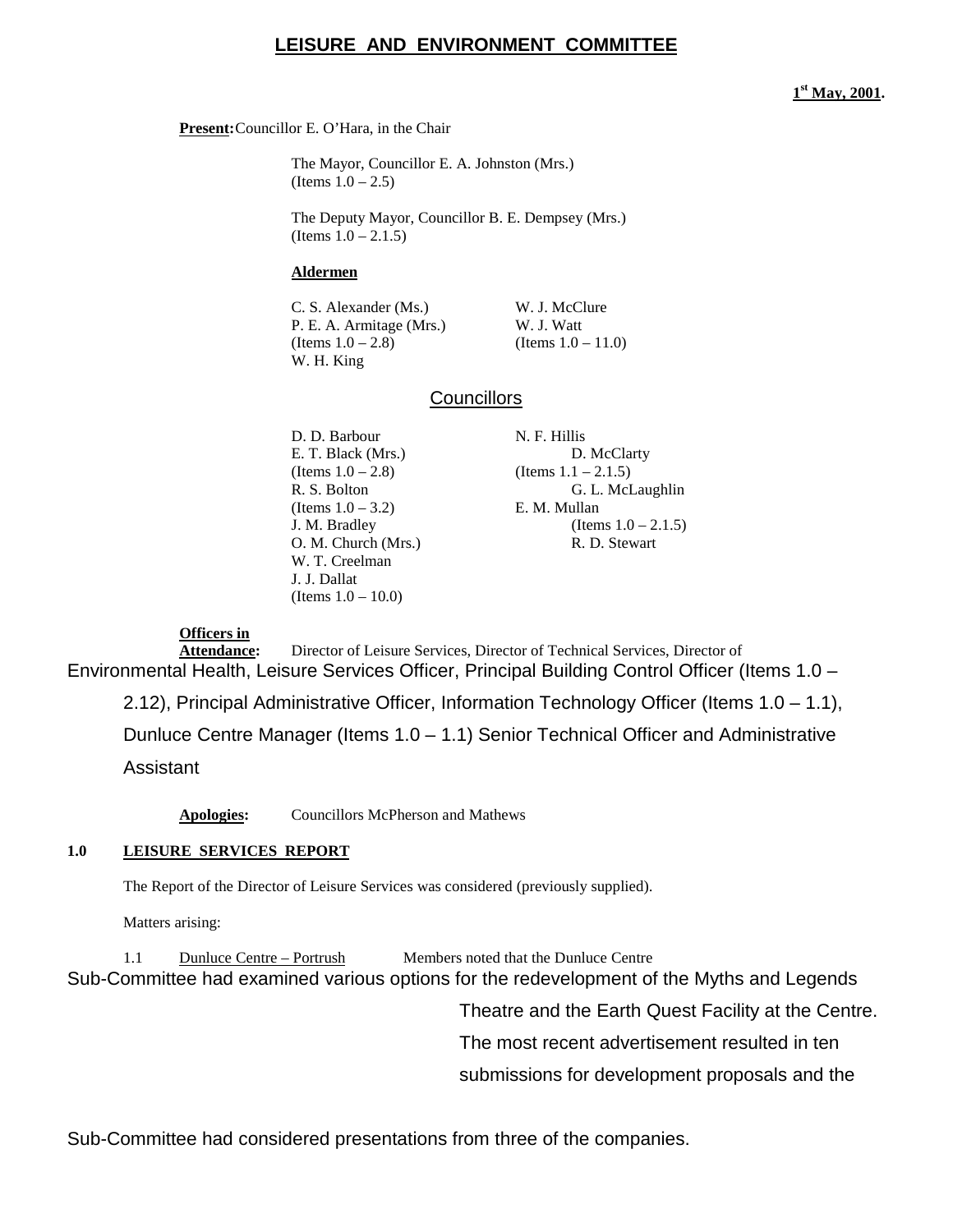## LEISURE AND ENVIRONMENT COMMITTEE

**1st May, 2001.**

**Present:** Councillor E. O'Hara, in the Chair

The Mayor, Councillor E. A. Johnston (Mrs.) (Items 1.0 – 2.5)

The Deputy Mayor, Councillor B. E. Dempsey (Mrs.) (Items 1.0 – 2.1.5)

**Aldermen**

C. S. Alexander (Ms.)
P. E. A. Armitage (Mrs.) (Items 1.0 – 2.8)
W. H. King
W. J. McClure
W. J. Watt (Items 1.0 – 11.0)

**Councillors**

D. D. Barbour
E. T. Black (Mrs.) (Items 1.0 – 2.8)
R. S. Bolton (Items 1.0 – 3.2)
J. M. Bradley
O. M. Church (Mrs.)
W. T. Creelman
J. J. Dallat (Items 1.0 – 10.0)
N. F. Hillis
D. McClarty (Items 1.1 – 2.1.5)
G. L. McLaughlin
E. M. Mullan (Items 1.0 – 2.1.5)
R. D. Stewart

**Officers in Attendance:** Director of Leisure Services, Director of Technical Services, Director of Environmental Health, Leisure Services Officer, Principal Building Control Officer (Items 1.0 – 2.12), Principal Administrative Officer, Information Technology Officer (Items 1.0 – 1.1), Dunluce Centre Manager (Items 1.0 – 1.1) Senior Technical Officer and Administrative Assistant

**Apologies:** Councillors McPherson and Mathews

**1.0 LEISURE SERVICES REPORT**

The Report of the Director of Leisure Services was considered (previously supplied).

Matters arising:

1.1 Dunluce Centre – Portrush Members noted that the Dunluce Centre Sub-Committee had examined various options for the redevelopment of the Myths and Legends Theatre and the Earth Quest Facility at the Centre. The most recent advertisement resulted in ten submissions for development proposals and the Sub-Committee had considered presentations from three of the companies.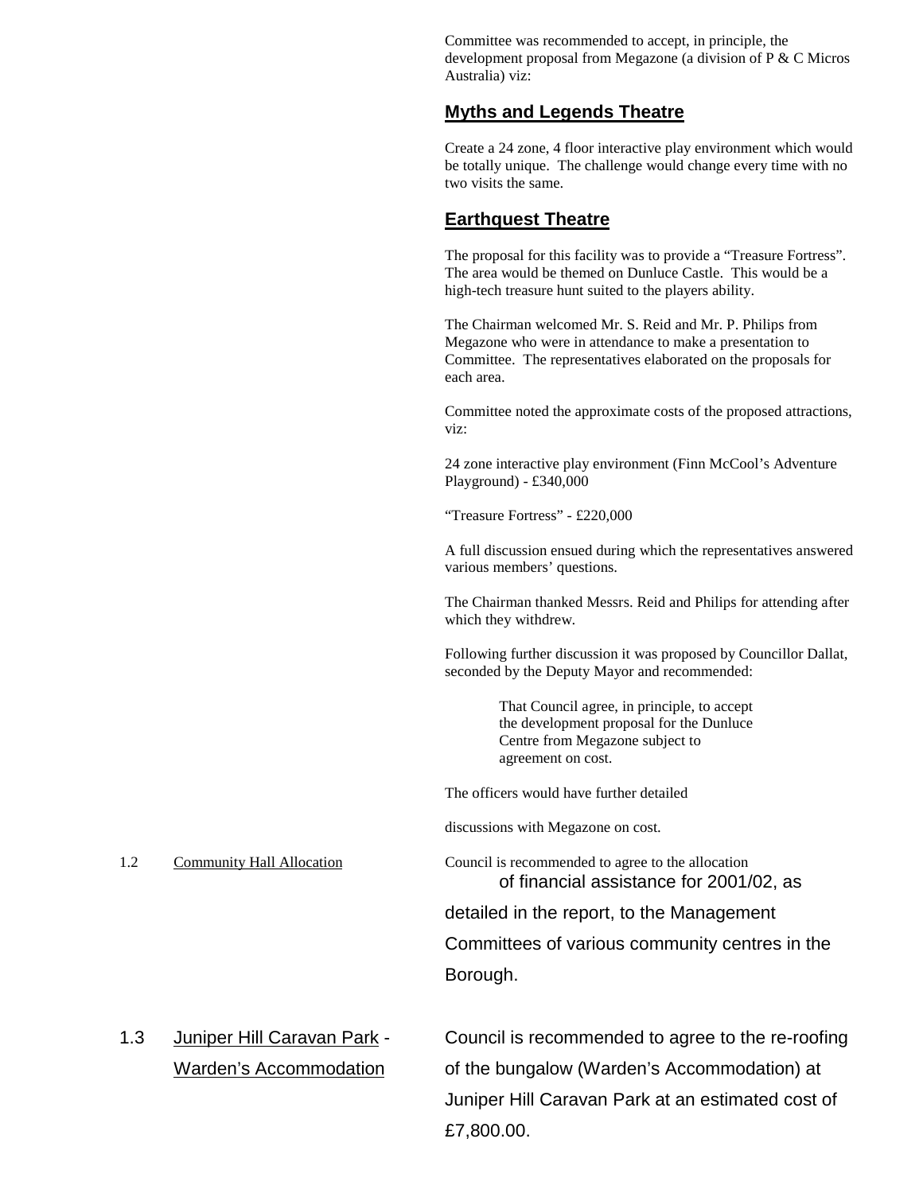Committee was recommended to accept, in principle, the development proposal from Megazone (a division of P & C Micros Australia) viz:

**Myths and Legends Theatre**

Create a 24 zone, 4 floor interactive play environment which would be totally unique. The challenge would change every time with no two visits the same.

**Earthquest Theatre**

The proposal for this facility was to provide a "Treasure Fortress". The area would be themed on Dunluce Castle. This would be a high-tech treasure hunt suited to the players ability.

The Chairman welcomed Mr. S. Reid and Mr. P. Philips from Megazone who were in attendance to make a presentation to Committee. The representatives elaborated on the proposals for each area.

Committee noted the approximate costs of the proposed attractions, viz:

24 zone interactive play environment (Finn McCool's Adventure Playground) - £340,000

"Treasure Fortress" - £220,000

A full discussion ensued during which the representatives answered various members' questions.

The Chairman thanked Messrs. Reid and Philips for attending after which they withdrew.

Following further discussion it was proposed by Councillor Dallat, seconded by the Deputy Mayor and recommended:

> That Council agree, in principle, to accept the development proposal for the Dunluce Centre from Megazone subject to agreement on cost.

The officers would have further detailed

discussions with Megazone on cost.

1.2 Community Hall Allocation

Council is recommended to agree to the allocation of financial assistance for 2001/02, as detailed in the report, to the Management Committees of various community centres in the Borough.

1.3 Juniper Hill Caravan Park - Warden's Accommodation

Council is recommended to agree to the re-roofing of the bungalow (Warden's Accommodation) at Juniper Hill Caravan Park at an estimated cost of £7,800.00.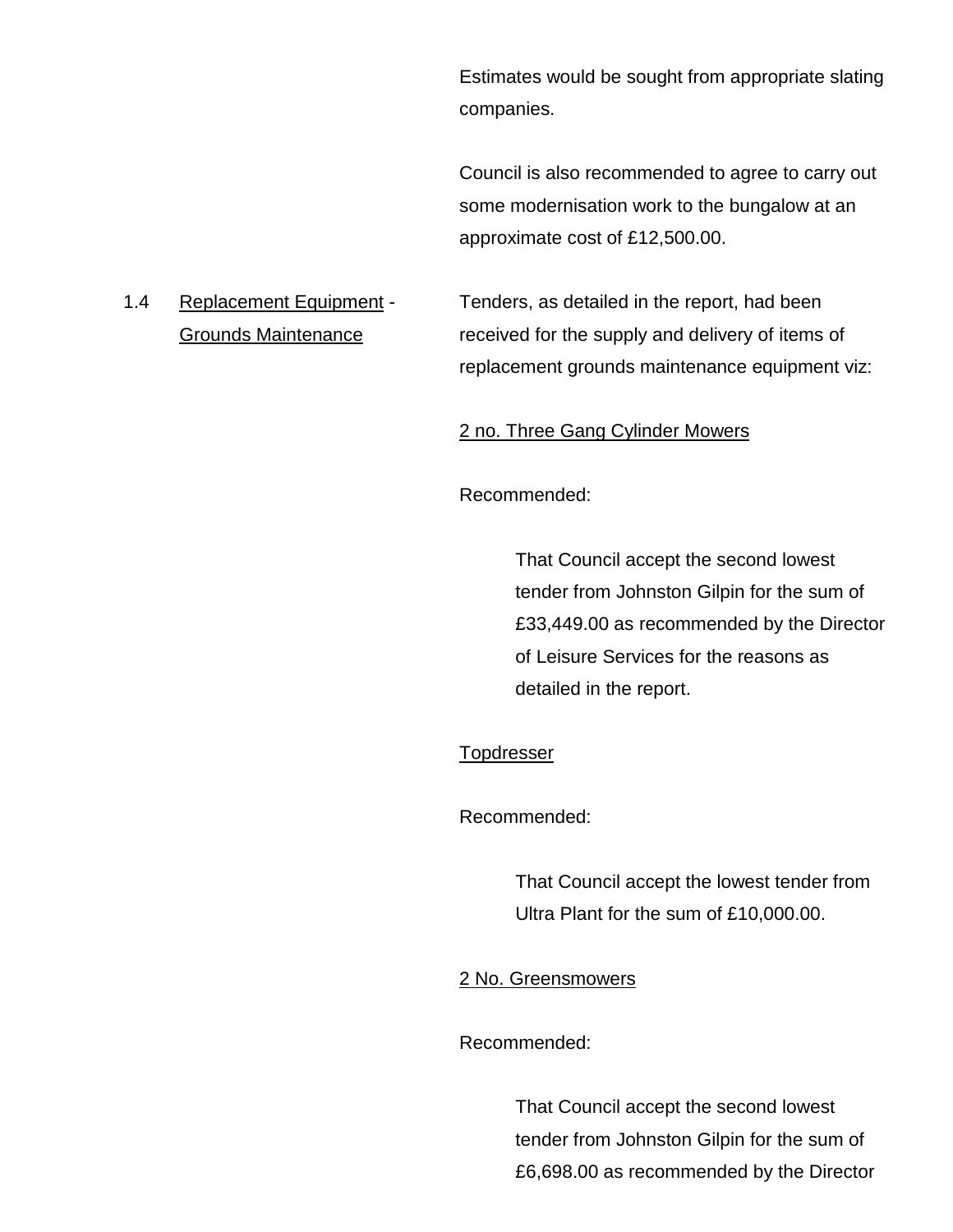Estimates would be sought from appropriate slating companies.

Council is also recommended to agree to carry out some modernisation work to the bungalow at an approximate cost of £12,500.00.

1.4 Replacement Equipment - Grounds Maintenance

Tenders, as detailed in the report, had been received for the supply and delivery of items of replacement grounds maintenance equipment viz:

2 no. Three Gang Cylinder Mowers

Recommended:

> That Council accept the second lowest tender from Johnston Gilpin for the sum of £33,449.00 as recommended by the Director of Leisure Services for the reasons as detailed in the report.

Topdresser

Recommended:

> That Council accept the lowest tender from Ultra Plant for the sum of £10,000.00.

2 No. Greensmowers

Recommended:

> That Council accept the second lowest tender from Johnston Gilpin for the sum of £6,698.00 as recommended by the Director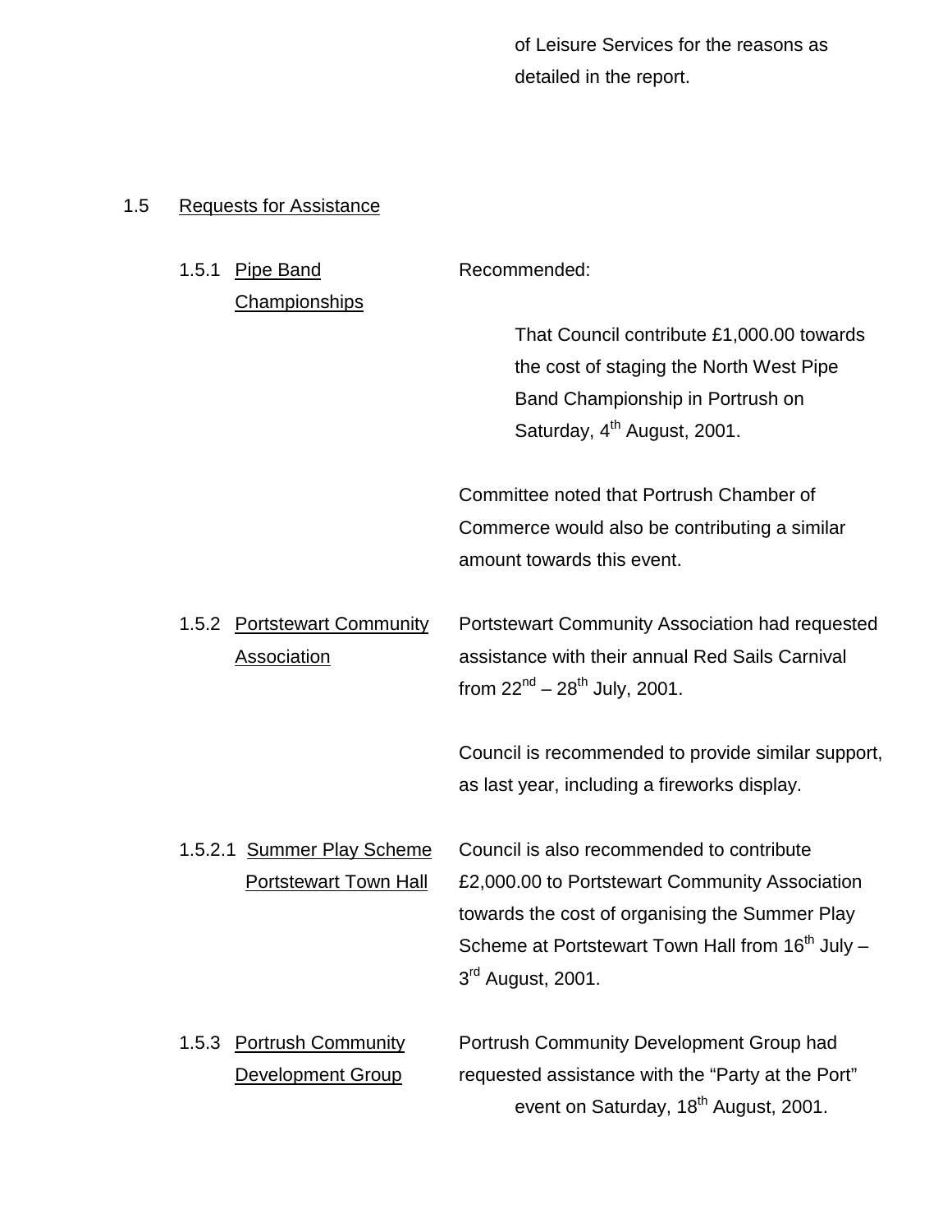of Leisure Services for the reasons as detailed in the report.

1.5 Requests for Assistance

1.5.1 Pipe Band Championships

Recommended:

That Council contribute £1,000.00 towards the cost of staging the North West Pipe Band Championship in Portrush on Saturday, 4th August, 2001.

Committee noted that Portrush Chamber of Commerce would also be contributing a similar amount towards this event.

1.5.2 Portstewart Community Association

Portstewart Community Association had requested assistance with their annual Red Sails Carnival from 22nd – 28th July, 2001.

Council is recommended to provide similar support, as last year, including a fireworks display.

1.5.2.1 Summer Play Scheme Portstewart Town Hall

Council is also recommended to contribute £2,000.00 to Portstewart Community Association towards the cost of organising the Summer Play Scheme at Portstewart Town Hall from 16th July – 3rd August, 2001.

1.5.3 Portrush Community Development Group

Portrush Community Development Group had requested assistance with the "Party at the Port" event on Saturday, 18th August, 2001.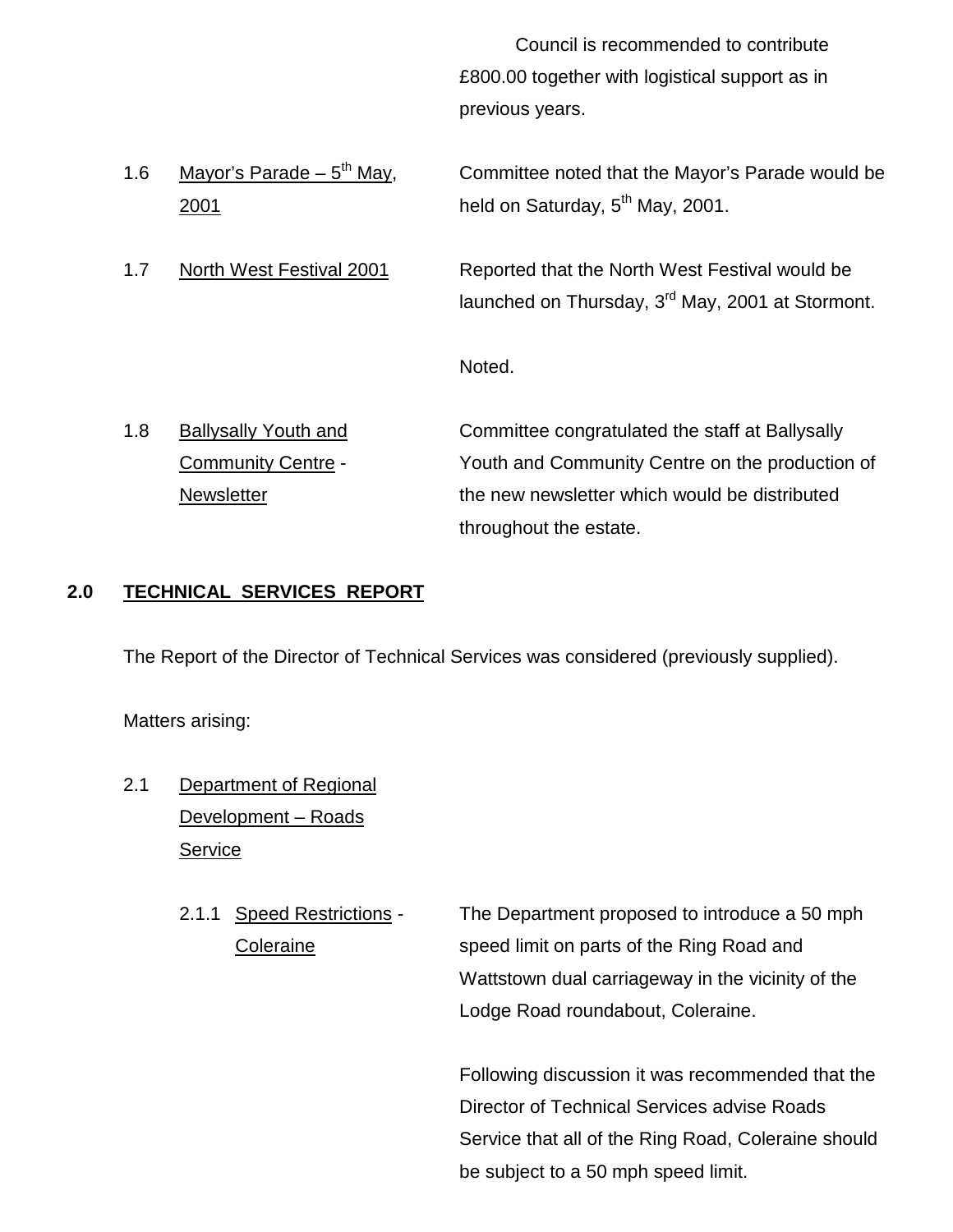Council is recommended to contribute £800.00 together with logistical support as in previous years.

1.6 Mayor's Parade – 5th May, 2001

Committee noted that the Mayor's Parade would be held on Saturday, 5th May, 2001.

1.7 North West Festival 2001

Reported that the North West Festival would be launched on Thursday, 3rd May, 2001 at Stormont.

Noted.

1.8 Ballysally Youth and Community Centre - Newsletter

Committee congratulated the staff at Ballysally Youth and Community Centre on the production of the new newsletter which would be distributed throughout the estate.

## 2.0 TECHNICAL SERVICES REPORT

The Report of the Director of Technical Services was considered (previously supplied).

Matters arising:

2.1 Department of Regional Development – Roads Service

2.1.1 Speed Restrictions - Coleraine

The Department proposed to introduce a 50 mph speed limit on parts of the Ring Road and Wattstown dual carriageway in the vicinity of the Lodge Road roundabout, Coleraine.

Following discussion it was recommended that the Director of Technical Services advise Roads Service that all of the Ring Road, Coleraine should be subject to a 50 mph speed limit.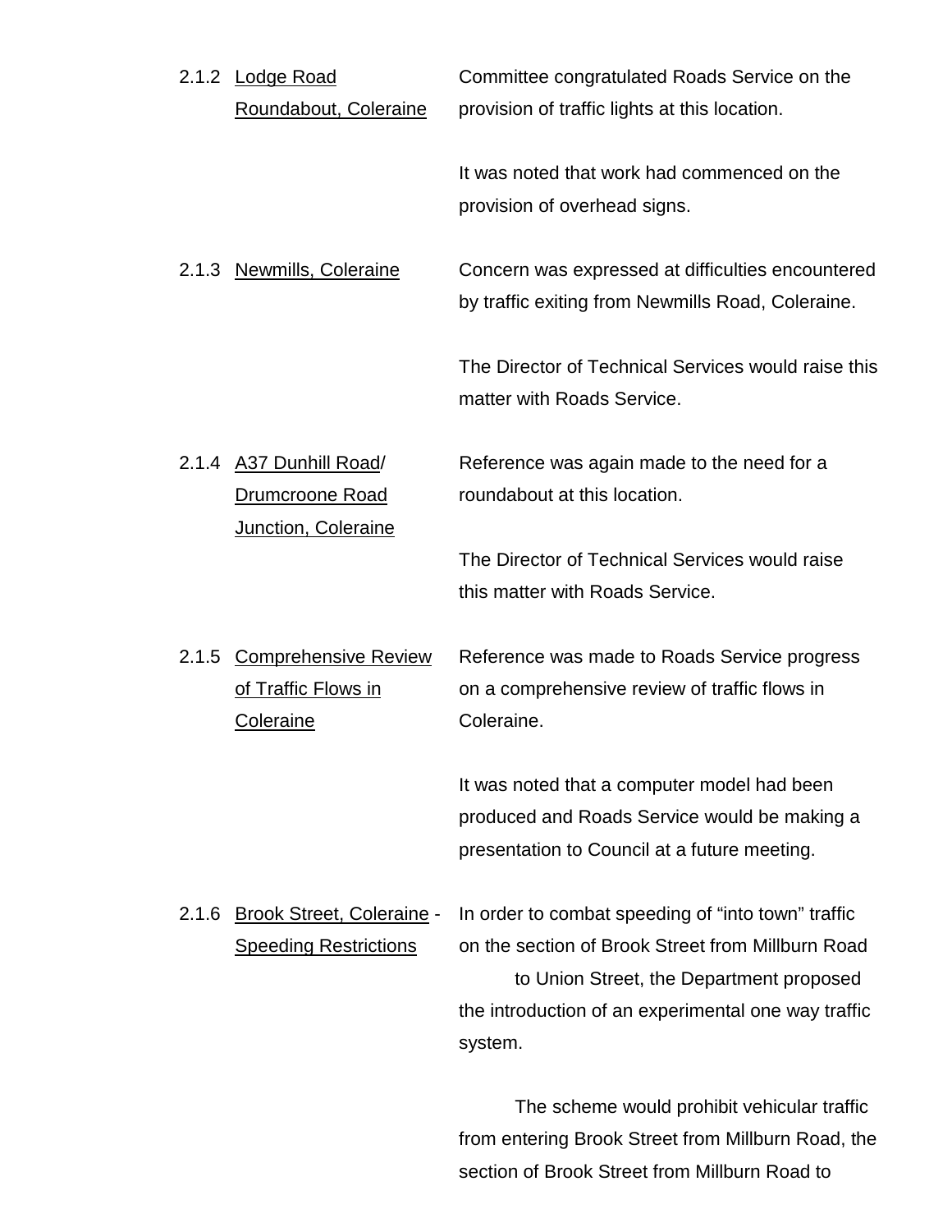2.1.2 Lodge Road Roundabout, Coleraine

Committee congratulated Roads Service on the provision of traffic lights at this location.

It was noted that work had commenced on the provision of overhead signs.

2.1.3 Newmills, Coleraine

Concern was expressed at difficulties encountered by traffic exiting from Newmills Road, Coleraine.

The Director of Technical Services would raise this matter with Roads Service.

2.1.4 A37 Dunhill Road/ Drumcroone Road Junction, Coleraine

Reference was again made to the need for a roundabout at this location.

The Director of Technical Services would raise this matter with Roads Service.

2.1.5 Comprehensive Review of Traffic Flows in Coleraine

Reference was made to Roads Service progress on a comprehensive review of traffic flows in Coleraine.

It was noted that a computer model had been produced and Roads Service would be making a presentation to Council at a future meeting.

2.1.6 Brook Street, Coleraine - Speeding Restrictions

In order to combat speeding of "into town" traffic on the section of Brook Street from Millburn Road to Union Street, the Department proposed the introduction of an experimental one way traffic system.

The scheme would prohibit vehicular traffic from entering Brook Street from Millburn Road, the section of Brook Street from Millburn Road to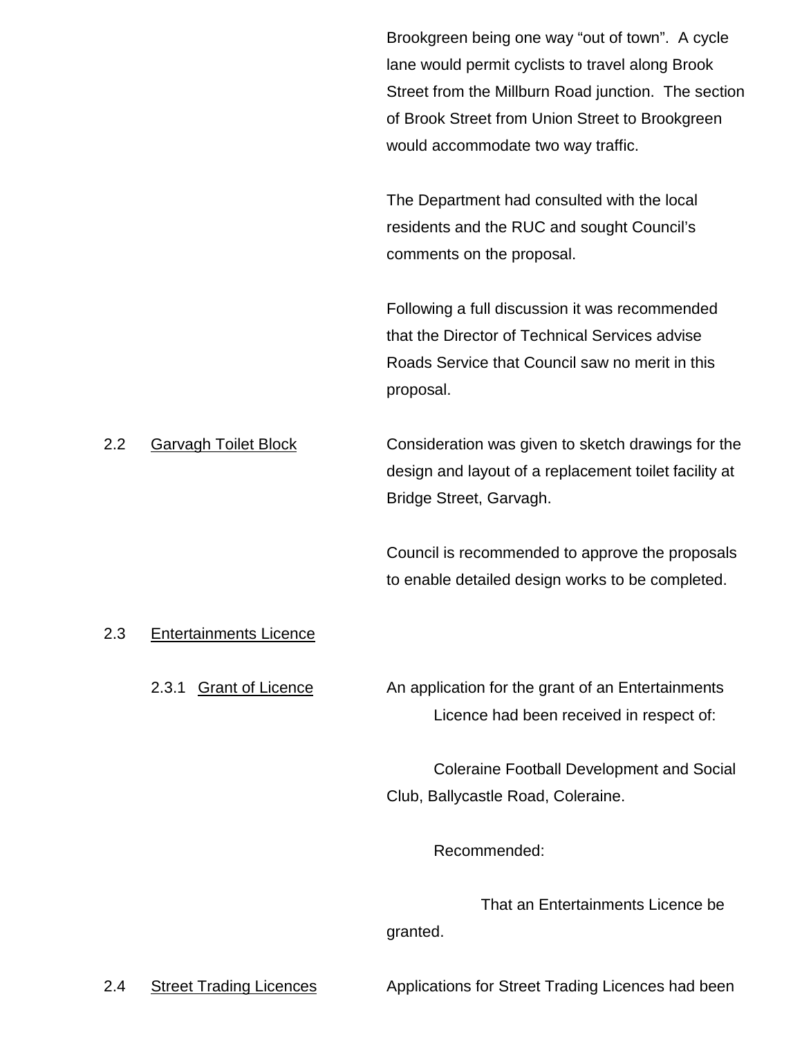Brookgreen being one way "out of town". A cycle lane would permit cyclists to travel along Brook Street from the Millburn Road junction. The section of Brook Street from Union Street to Brookgreen would accommodate two way traffic.

The Department had consulted with the local residents and the RUC and sought Council's comments on the proposal.

Following a full discussion it was recommended that the Director of Technical Services advise Roads Service that Council saw no merit in this proposal.

2.2 Garvagh Toilet Block

Consideration was given to sketch drawings for the design and layout of a replacement toilet facility at Bridge Street, Garvagh.

Council is recommended to approve the proposals to enable detailed design works to be completed.

2.3 Entertainments Licence

2.3.1 Grant of Licence

An application for the grant of an Entertainments Licence had been received in respect of:

Coleraine Football Development and Social Club, Ballycastle Road, Coleraine.

Recommended:

That an Entertainments Licence be granted.

2.4 Street Trading Licences

Applications for Street Trading Licences had been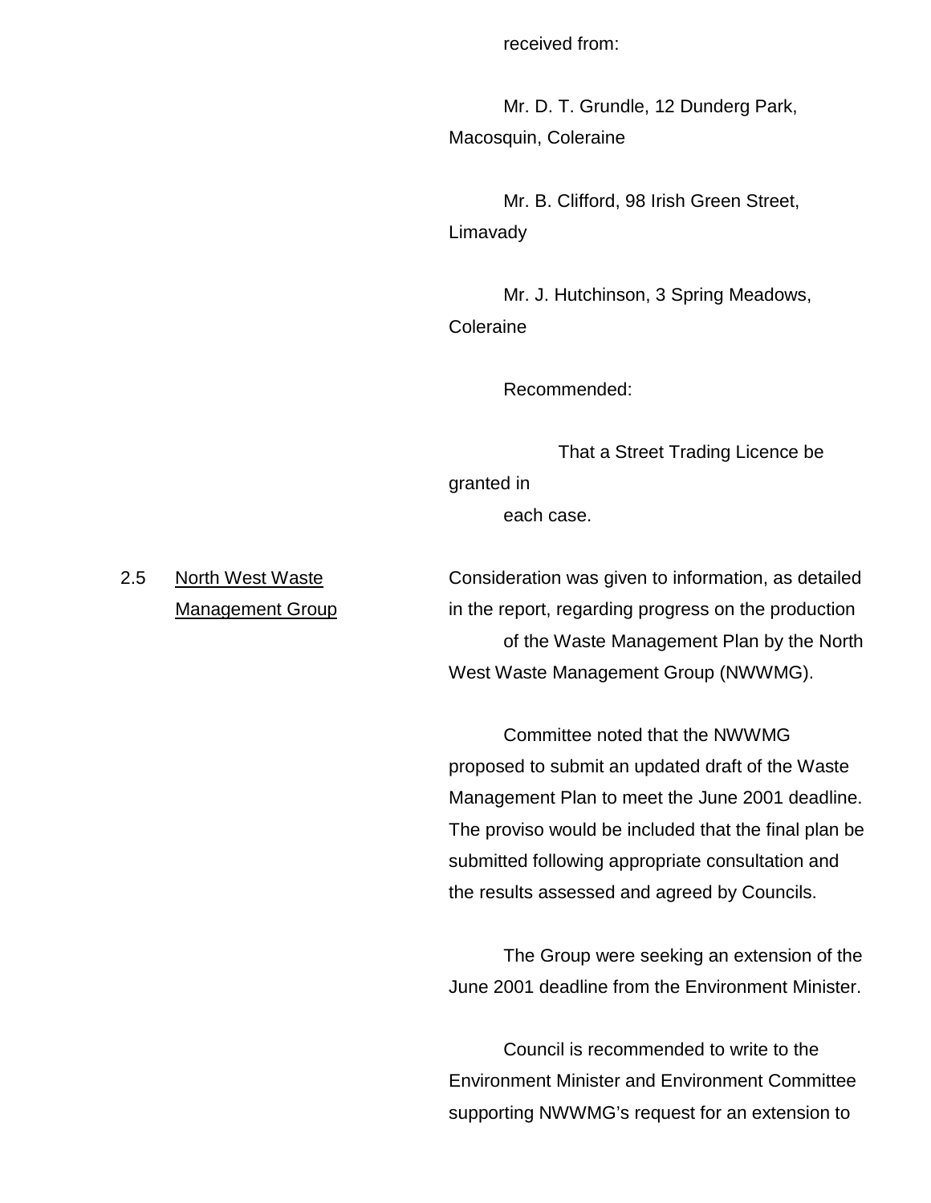received from:

Mr. D. T. Grundle, 12 Dunderg Park, Macosquin, Coleraine

Mr. B. Clifford, 98 Irish Green Street, Limavady

Mr. J. Hutchinson, 3 Spring Meadows, Coleraine

Recommended:

That a Street Trading Licence be granted in each case.

2.5 North West Waste Management Group

Consideration was given to information, as detailed in the report, regarding progress on the production of the Waste Management Plan by the North West Waste Management Group (NWWMG).

Committee noted that the NWWMG proposed to submit an updated draft of the Waste Management Plan to meet the June 2001 deadline. The proviso would be included that the final plan be submitted following appropriate consultation and the results assessed and agreed by Councils.

The Group were seeking an extension of the June 2001 deadline from the Environment Minister.

Council is recommended to write to the Environment Minister and Environment Committee supporting NWWMG's request for an extension to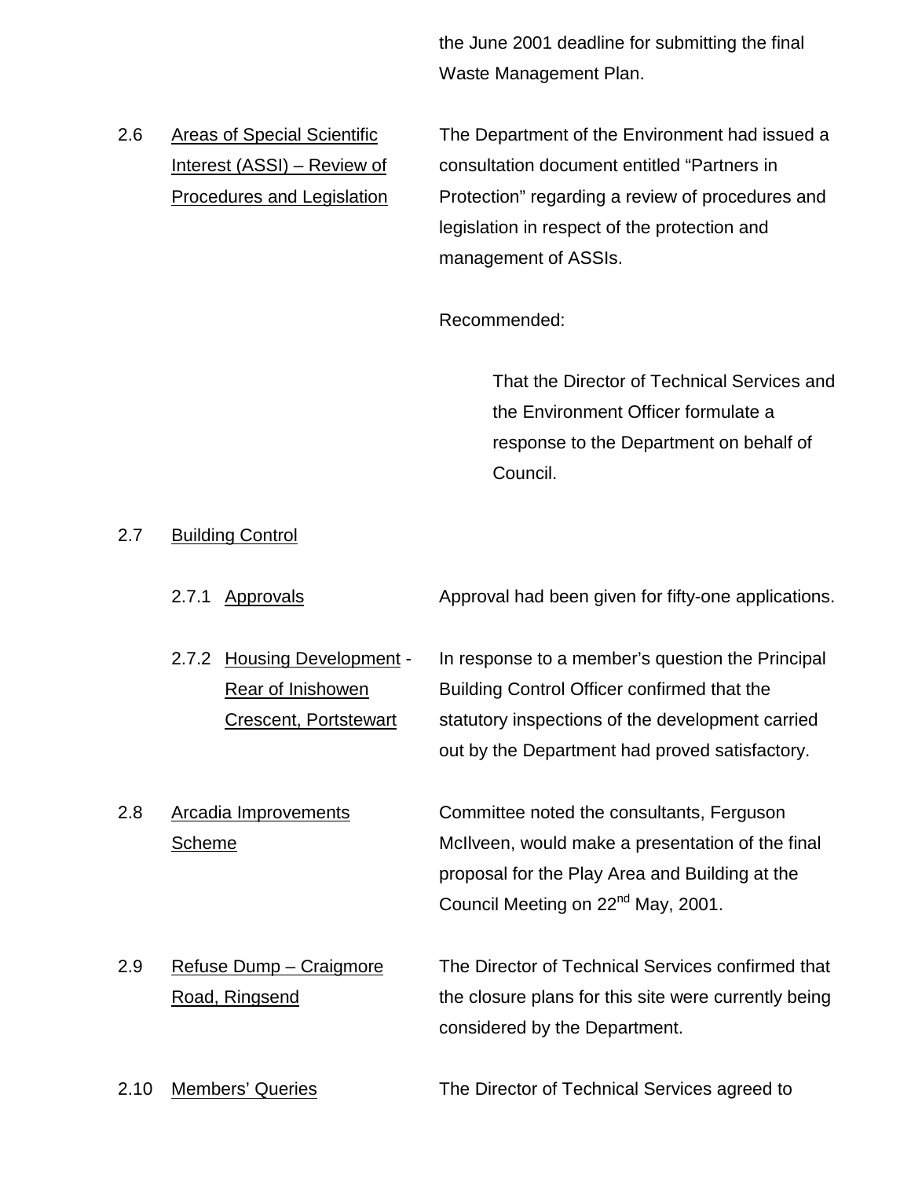the June 2001 deadline for submitting the final Waste Management Plan.

2.6 Areas of Special Scientific Interest (ASSI) – Review of Procedures and Legislation

The Department of the Environment had issued a consultation document entitled "Partners in Protection" regarding a review of procedures and legislation in respect of the protection and management of ASSIs.

Recommended:

> That the Director of Technical Services and the Environment Officer formulate a response to the Department on behalf of Council.

2.7 Building Control

2.7.1 Approvals

Approval had been given for fifty-one applications.

2.7.2 Housing Development - Rear of Inishowen Crescent, Portstewart

In response to a member's question the Principal Building Control Officer confirmed that the statutory inspections of the development carried out by the Department had proved satisfactory.

2.8 Arcadia Improvements Scheme

Committee noted the consultants, Ferguson McIlveen, would make a presentation of the final proposal for the Play Area and Building at the Council Meeting on 22nd May, 2001.

2.9 Refuse Dump – Craigmore Road, Ringsend

The Director of Technical Services confirmed that the closure plans for this site were currently being considered by the Department.

2.10 Members' Queries

The Director of Technical Services agreed to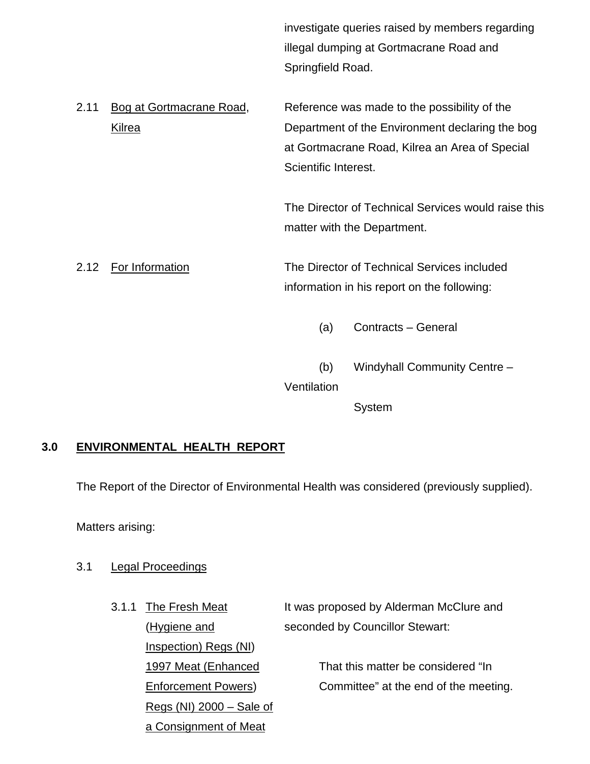investigate queries raised by members regarding illegal dumping at Gortmacrane Road and Springfield Road.

2.11 Bog at Gortmacrane Road, Kilrea

Reference was made to the possibility of the Department of the Environment declaring the bog at Gortmacrane Road, Kilrea an Area of Special Scientific Interest.

The Director of Technical Services would raise this matter with the Department.

2.12 For Information

The Director of Technical Services included information in his report on the following:

(a) Contracts – General

(b) Windyhall Community Centre – Ventilation System

## 3.0 ENVIRONMENTAL HEALTH REPORT

The Report of the Director of Environmental Health was considered (previously supplied).

Matters arising:

3.1 Legal Proceedings

3.1.1 The Fresh Meat (Hygiene and Inspection) Regs (NI) 1997 Meat (Enhanced Enforcement Powers) Regs (NI) 2000 – Sale of a Consignment of Meat

It was proposed by Alderman McClure and seconded by Councillor Stewart:

That this matter be considered "In Committee" at the end of the meeting.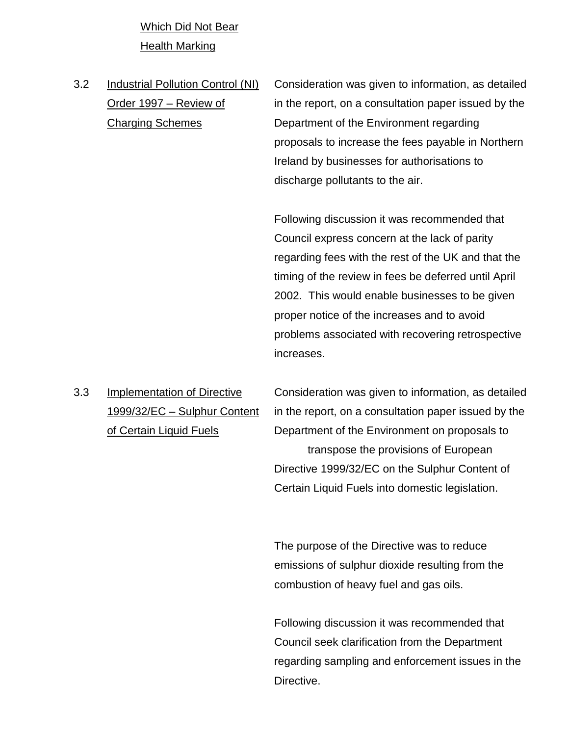Which Did Not Bear Health Marking

**3.2 Industrial Pollution Control (NI) Order 1997 – Review of Charging Schemes**

Consideration was given to information, as detailed in the report, on a consultation paper issued by the Department of the Environment regarding proposals to increase the fees payable in Northern Ireland by businesses for authorisations to discharge pollutants to the air.

Following discussion it was recommended that Council express concern at the lack of parity regarding fees with the rest of the UK and that the timing of the review in fees be deferred until April 2002. This would enable businesses to be given proper notice of the increases and to avoid problems associated with recovering retrospective increases.

**3.3 Implementation of Directive 1999/32/EC – Sulphur Content of Certain Liquid Fuels**

Consideration was given to information, as detailed in the report, on a consultation paper issued by the Department of the Environment on proposals to transpose the provisions of European Directive 1999/32/EC on the Sulphur Content of Certain Liquid Fuels into domestic legislation.

The purpose of the Directive was to reduce emissions of sulphur dioxide resulting from the combustion of heavy fuel and gas oils.

Following discussion it was recommended that Council seek clarification from the Department regarding sampling and enforcement issues in the Directive.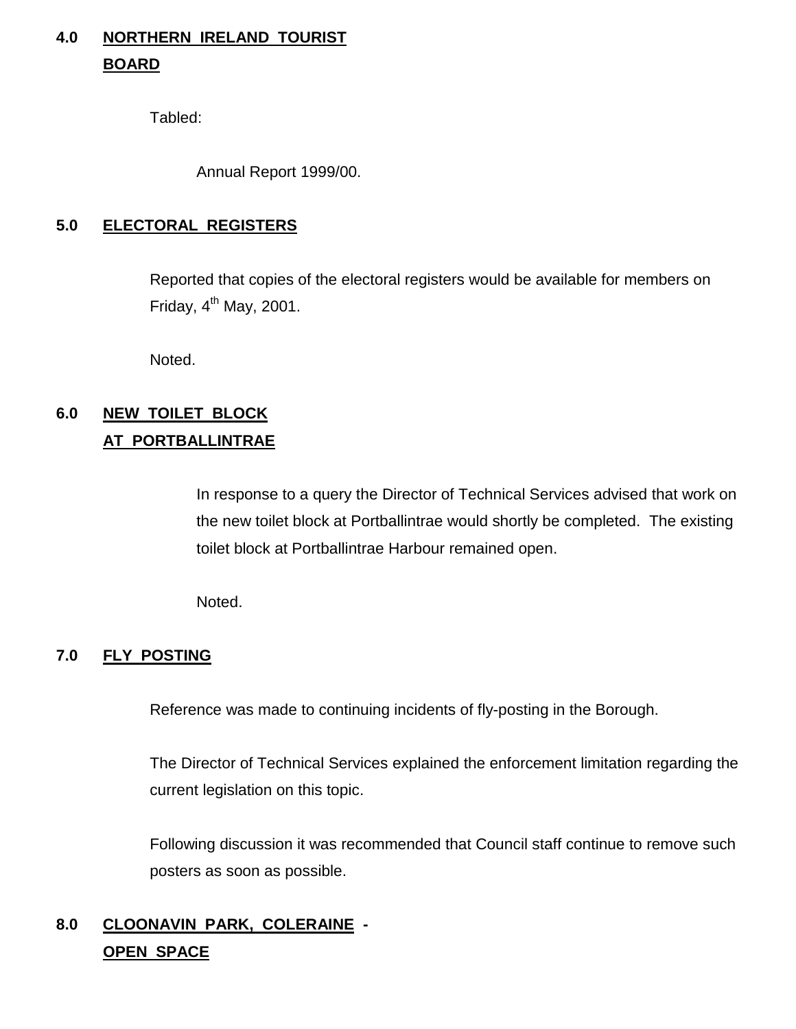## 4.0 NORTHERN IRELAND TOURIST BOARD

Tabled:

Annual Report 1999/00.

## 5.0 ELECTORAL REGISTERS

Reported that copies of the electoral registers would be available for members on Friday, 4th May, 2001.

Noted.

## 6.0 NEW TOILET BLOCK AT PORTBALLINTRAE

In response to a query the Director of Technical Services advised that work on the new toilet block at Portballintrae would shortly be completed. The existing toilet block at Portballintrae Harbour remained open.

Noted.

## 7.0 FLY POSTING

Reference was made to continuing incidents of fly-posting in the Borough.

The Director of Technical Services explained the enforcement limitation regarding the current legislation on this topic.

Following discussion it was recommended that Council staff continue to remove such posters as soon as possible.

## 8.0 CLOONAVIN PARK, COLERAINE - OPEN SPACE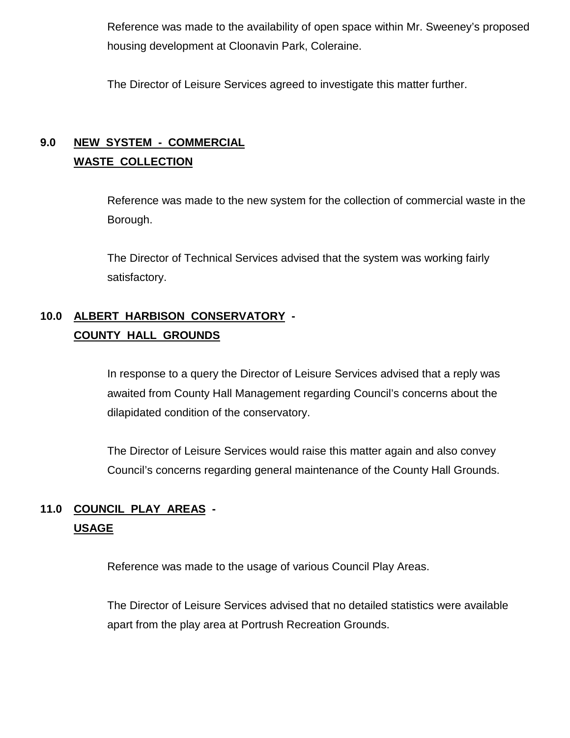Reference was made to the availability of open space within Mr. Sweeney's proposed housing development at Cloonavin Park, Coleraine.

The Director of Leisure Services agreed to investigate this matter further.

## 9.0 NEW SYSTEM - COMMERCIAL WASTE COLLECTION

Reference was made to the new system for the collection of commercial waste in the Borough.

The Director of Technical Services advised that the system was working fairly satisfactory.

## 10.0 ALBERT HARBISON CONSERVATORY - COUNTY HALL GROUNDS

In response to a query the Director of Leisure Services advised that a reply was awaited from County Hall Management regarding Council's concerns about the dilapidated condition of the conservatory.

The Director of Leisure Services would raise this matter again and also convey Council's concerns regarding general maintenance of the County Hall Grounds.

## 11.0 COUNCIL PLAY AREAS - USAGE

Reference was made to the usage of various Council Play Areas.

The Director of Leisure Services advised that no detailed statistics were available apart from the play area at Portrush Recreation Grounds.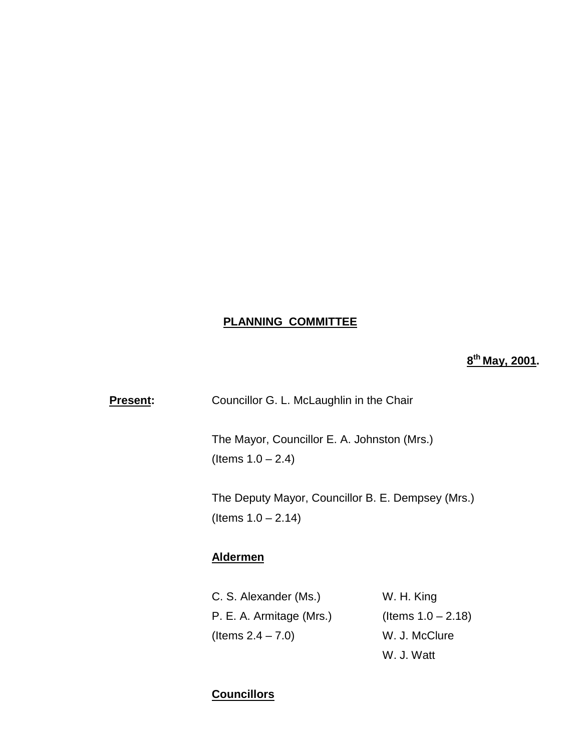**PLANNING COMMITTEE**

**8th May, 2001.**

**Present:** Councillor G. L. McLaughlin in the Chair

The Mayor, Councillor E. A. Johnston (Mrs.)
(Items 1.0 – 2.4)

The Deputy Mayor, Councillor B. E. Dempsey (Mrs.)
(Items 1.0 – 2.14)

**Aldermen**

C. S. Alexander (Ms.)
P. E. A. Armitage (Mrs.)
(Items 2.4 – 7.0)

W. H. King
(Items 1.0 – 2.18)
W. J. McClure
W. J. Watt

**Councillors**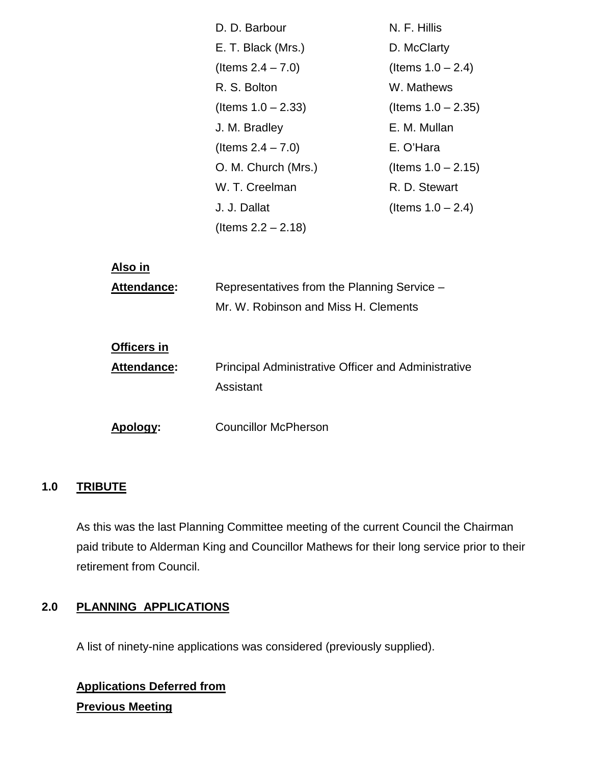| | |
|---|---|
| D. D. Barbour | N. F. Hillis |
| E. T. Black (Mrs.) (Items 2.4 – 7.0) | D. McClarty (Items 1.0 – 2.4) |
| R. S. Bolton (Items 1.0 – 2.33) | W. Mathews (Items 1.0 – 2.35) |
| J. M. Bradley (Items 2.4 – 7.0) | E. M. Mullan |
| O. M. Church (Mrs.) | E. O'Hara (Items 1.0 – 2.15) |
| W. T. Creelman | R. D. Stewart (Items 1.0 – 2.4) |
| J. J. Dallat (Items 2.2 – 2.18) | |

**Also in Attendance:** Representatives from the Planning Service – Mr. W. Robinson and Miss H. Clements

**Officers in Attendance:** Principal Administrative Officer and Administrative Assistant

**Apology:** Councillor McPherson

## 1.0 TRIBUTE

As this was the last Planning Committee meeting of the current Council the Chairman paid tribute to Alderman King and Councillor Mathews for their long service prior to their retirement from Council.

## 2.0 PLANNING APPLICATIONS

A list of ninety-nine applications was considered (previously supplied).

**Applications Deferred from Previous Meeting**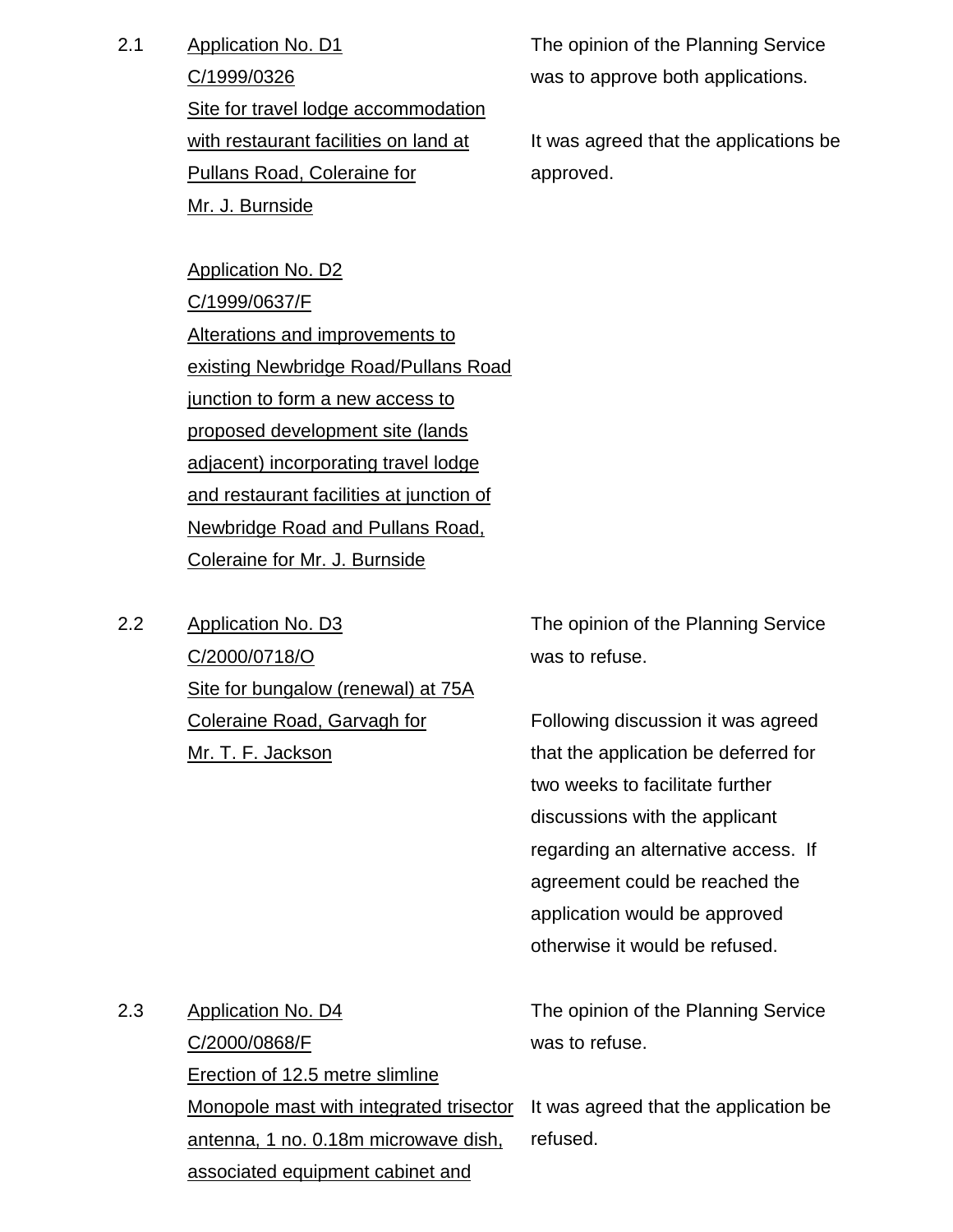2.1 Application No. D1
C/1999/0326
Site for travel lodge accommodation with restaurant facilities on land at Pullans Road, Coleraine for Mr. J. Burnside

Application No. D2
C/1999/0637/F
Alterations and improvements to existing Newbridge Road/Pullans Road junction to form a new access to proposed development site (lands adjacent) incorporating travel lodge and restaurant facilities at junction of Newbridge Road and Pullans Road, Coleraine for Mr. J. Burnside

The opinion of the Planning Service was to approve both applications.

It was agreed that the applications be approved.

2.2 Application No. D3
C/2000/0718/O
Site for bungalow (renewal) at 75A Coleraine Road, Garvagh for Mr. T. F. Jackson

The opinion of the Planning Service was to refuse.

Following discussion it was agreed that the application be deferred for two weeks to facilitate further discussions with the applicant regarding an alternative access. If agreement could be reached the application would be approved otherwise it would be refused.

2.3 Application No. D4
C/2000/0868/F
Erection of 12.5 metre slimline Monopole mast with integrated trisector antenna, 1 no. 0.18m microwave dish, associated equipment cabinet and

The opinion of the Planning Service was to refuse.

It was agreed that the application be refused.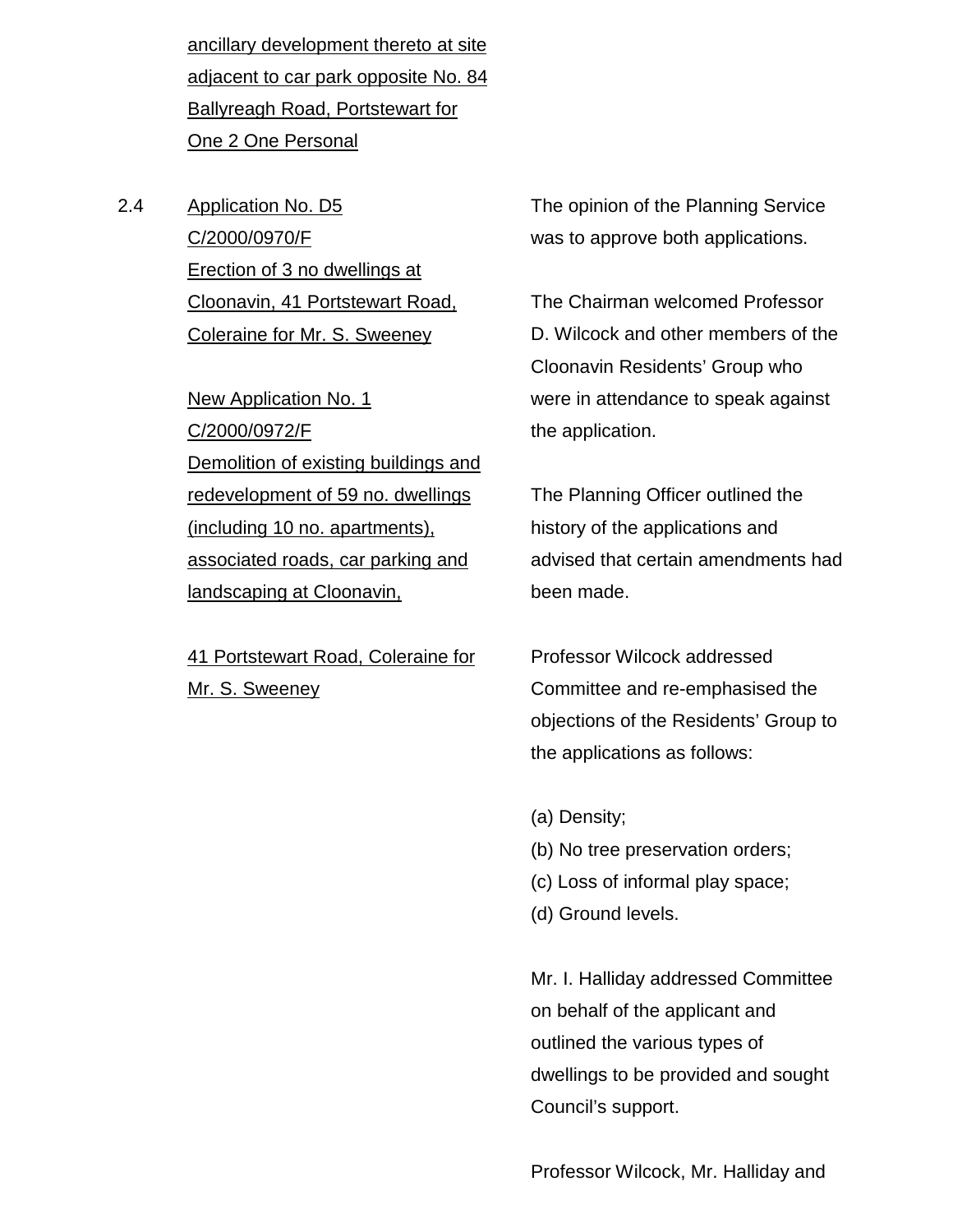ancillary development thereto at site adjacent to car park opposite No. 84 Ballyreagh Road, Portstewart for One 2 One Personal

2.4 Application No. D5
C/2000/0970/F
Erection of 3 no dwellings at Cloonavin, 41 Portstewart Road, Coleraine for Mr. S. Sweeney

New Application No. 1
C/2000/0972/F
Demolition of existing buildings and redevelopment of 59 no. dwellings (including 10 no. apartments), associated roads, car parking and landscaping at Cloonavin,

41 Portstewart Road, Coleraine for Mr. S. Sweeney

The opinion of the Planning Service was to approve both applications.

The Chairman welcomed Professor D. Wilcock and other members of the Cloonavin Residents' Group who were in attendance to speak against the application.

The Planning Officer outlined the history of the applications and advised that certain amendments had been made.

Professor Wilcock addressed Committee and re-emphasised the objections of the Residents' Group to the applications as follows:

(a) Density;
(b) No tree preservation orders;
(c) Loss of informal play space;
(d) Ground levels.

Mr. I. Halliday addressed Committee on behalf of the applicant and outlined the various types of dwellings to be provided and sought Council's support.

Professor Wilcock, Mr. Halliday and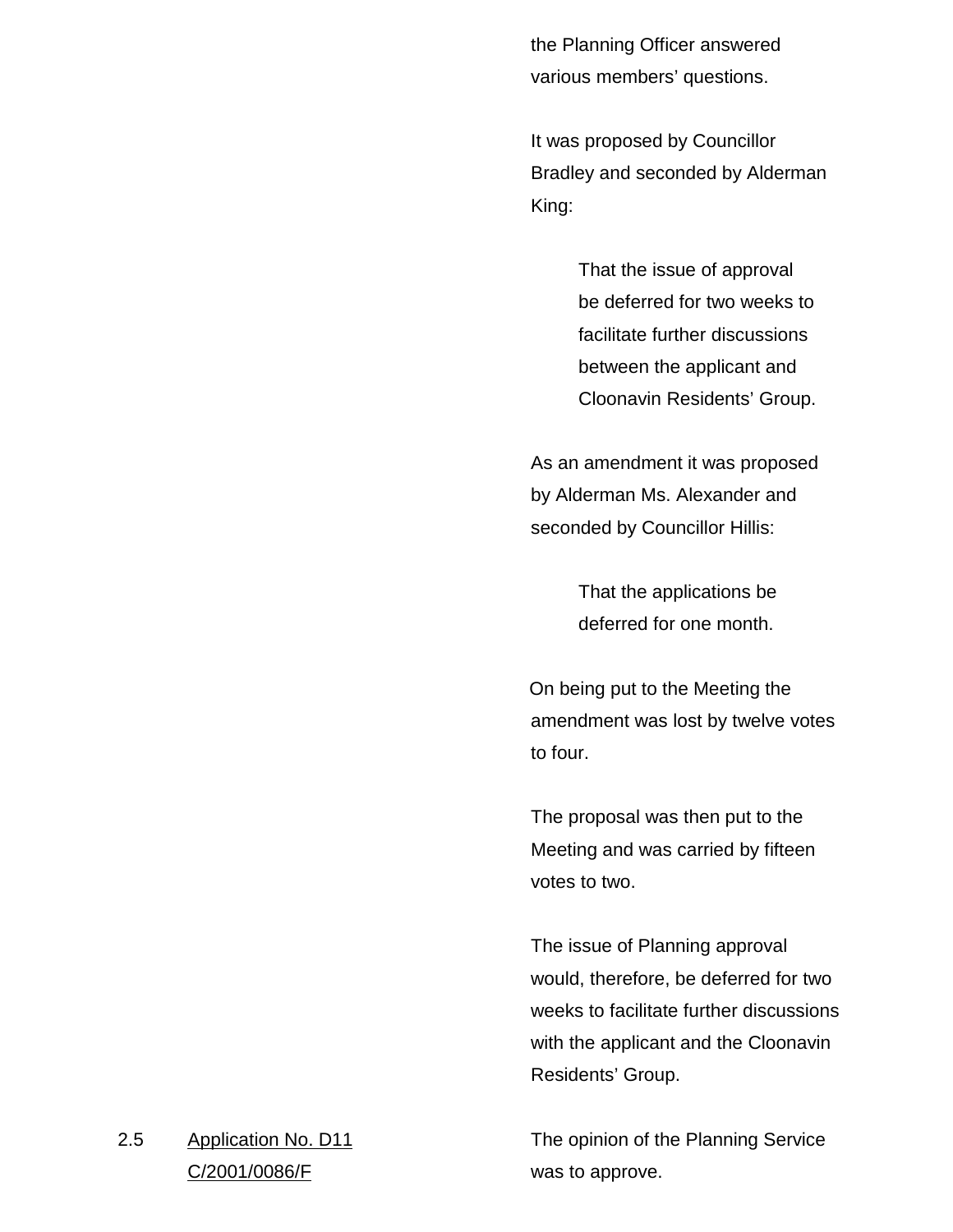the Planning Officer answered various members' questions.

It was proposed by Councillor Bradley and seconded by Alderman King:

> That the issue of approval be deferred for two weeks to facilitate further discussions between the applicant and Cloonavin Residents' Group.

As an amendment it was proposed by Alderman Ms. Alexander and seconded by Councillor Hillis:

> That the applications be deferred for one month.

On being put to the Meeting the amendment was lost by twelve votes to four.

The proposal was then put to the Meeting and was carried by fifteen votes to two.

The issue of Planning approval would, therefore, be deferred for two weeks to facilitate further discussions with the applicant and the Cloonavin Residents' Group.

2.5 Application No. D11 C/2001/0086/F

The opinion of the Planning Service was to approve.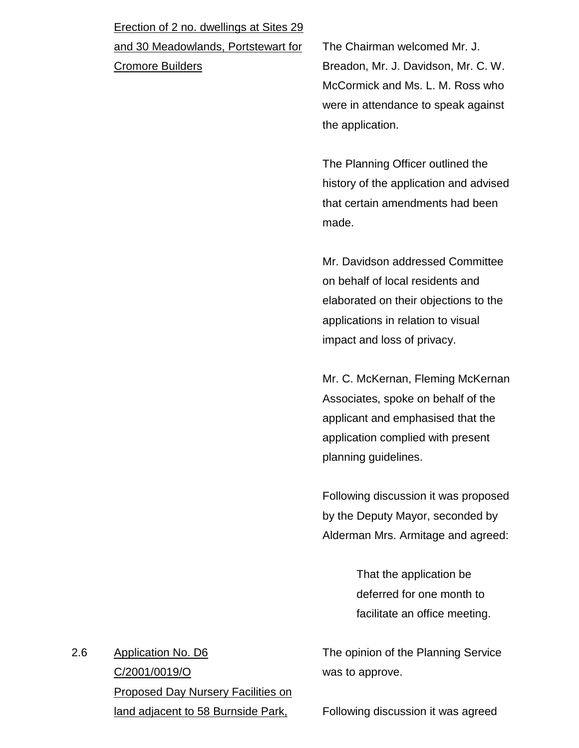Erection of 2 no. dwellings at Sites 29 and 30 Meadowlands, Portstewart for Cromore Builders

The Chairman welcomed Mr. J. Breadon, Mr. J. Davidson, Mr. C. W. McCormick and Ms. L. M. Ross who were in attendance to speak against the application.

The Planning Officer outlined the history of the application and advised that certain amendments had been made.

Mr. Davidson addressed Committee on behalf of local residents and elaborated on their objections to the applications in relation to visual impact and loss of privacy.

Mr. C. McKernan, Fleming McKernan Associates, spoke on behalf of the applicant and emphasised that the application complied with present planning guidelines.

Following discussion it was proposed by the Deputy Mayor, seconded by Alderman Mrs. Armitage and agreed:

> That the application be deferred for one month to facilitate an office meeting.

2.6 Application No. D6 C/2001/0019/O Proposed Day Nursery Facilities on land adjacent to 58 Burnside Park,

The opinion of the Planning Service was to approve.

Following discussion it was agreed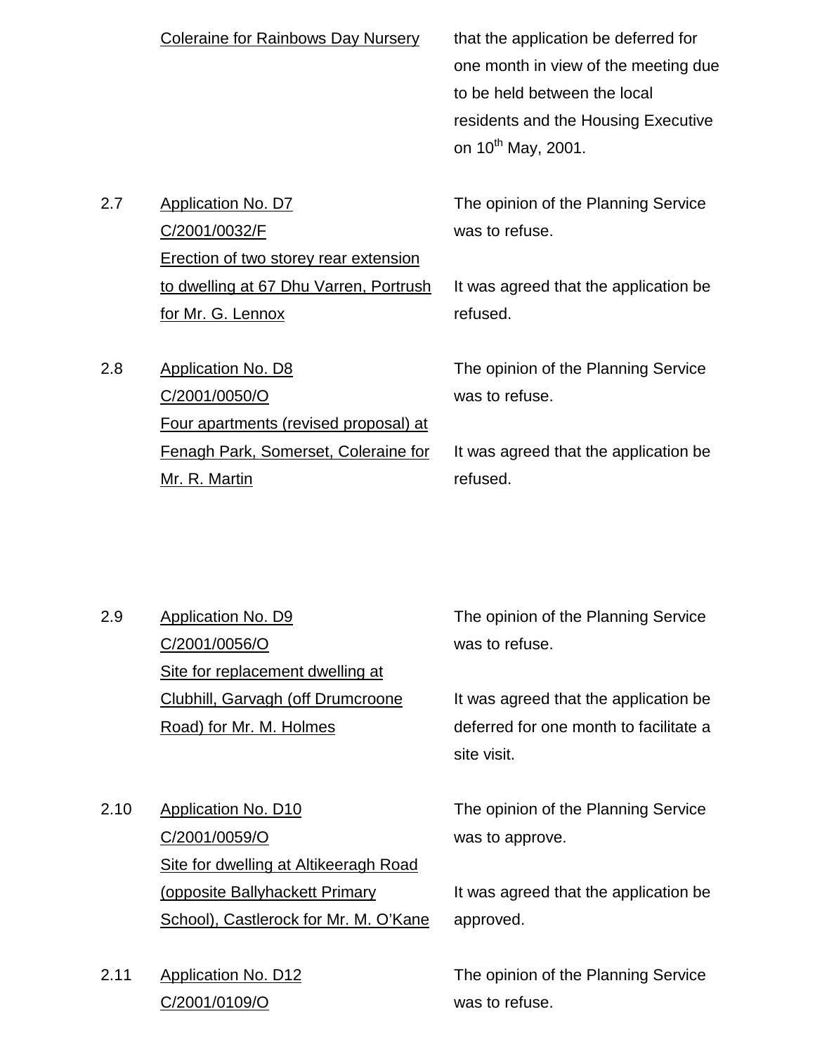Coleraine for Rainbows Day Nursery

that the application be deferred for one month in view of the meeting due to be held between the local residents and the Housing Executive on 10th May, 2001.

2.7 Application No. D7
C/2001/0032/F
Erection of two storey rear extension to dwelling at 67 Dhu Varren, Portrush for Mr. G. Lennox

The opinion of the Planning Service was to refuse.

It was agreed that the application be refused.

2.8 Application No. D8
C/2001/0050/O
Four apartments (revised proposal) at Fenagh Park, Somerset, Coleraine for Mr. R. Martin

The opinion of the Planning Service was to refuse.

It was agreed that the application be refused.

2.9 Application No. D9
C/2001/0056/O
Site for replacement dwelling at Clubhill, Garvagh (off Drumcroone Road) for Mr. M. Holmes

The opinion of the Planning Service was to refuse.

It was agreed that the application be deferred for one month to facilitate a site visit.

2.10 Application No. D10
C/2001/0059/O
Site for dwelling at Altikeeragh Road (opposite Ballyhackett Primary School), Castlerock for Mr. M. O'Kane

The opinion of the Planning Service was to approve.

It was agreed that the application be approved.

2.11 Application No. D12
C/2001/0109/O

The opinion of the Planning Service was to refuse.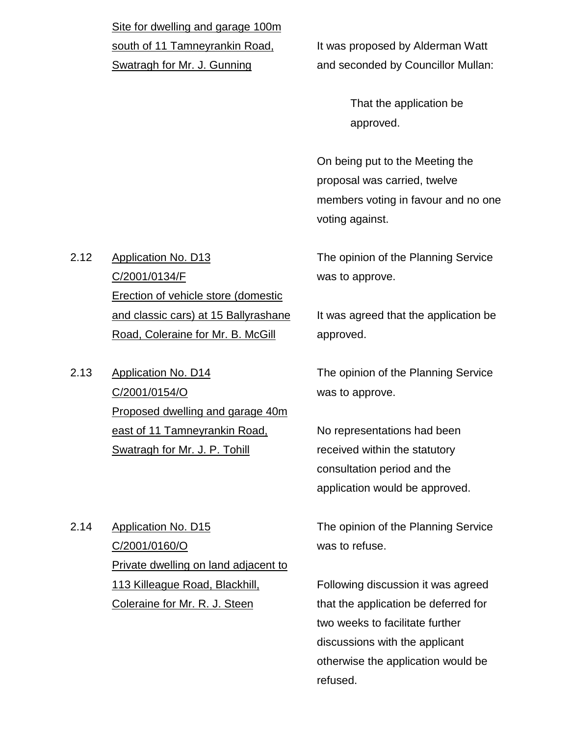Site for dwelling and garage 100m south of 11 Tamneyrankin Road, Swatragh for Mr. J. Gunning

It was proposed by Alderman Watt and seconded by Councillor Mullan:

> That the application be approved.

On being put to the Meeting the proposal was carried, twelve members voting in favour and no one voting against.

2.12 Application No. D13 C/2001/0134/F Erection of vehicle store (domestic and classic cars) at 15 Ballyrashane Road, Coleraine for Mr. B. McGill

The opinion of the Planning Service was to approve.

It was agreed that the application be approved.

2.13 Application No. D14 C/2001/0154/O Proposed dwelling and garage 40m east of 11 Tamneyrankin Road, Swatragh for Mr. J. P. Tohill

The opinion of the Planning Service was to approve.

No representations had been received within the statutory consultation period and the application would be approved.

2.14 Application No. D15 C/2001/0160/O Private dwelling on land adjacent to 113 Killeague Road, Blackhill, Coleraine for Mr. R. J. Steen

The opinion of the Planning Service was to refuse.

Following discussion it was agreed that the application be deferred for two weeks to facilitate further discussions with the applicant otherwise the application would be refused.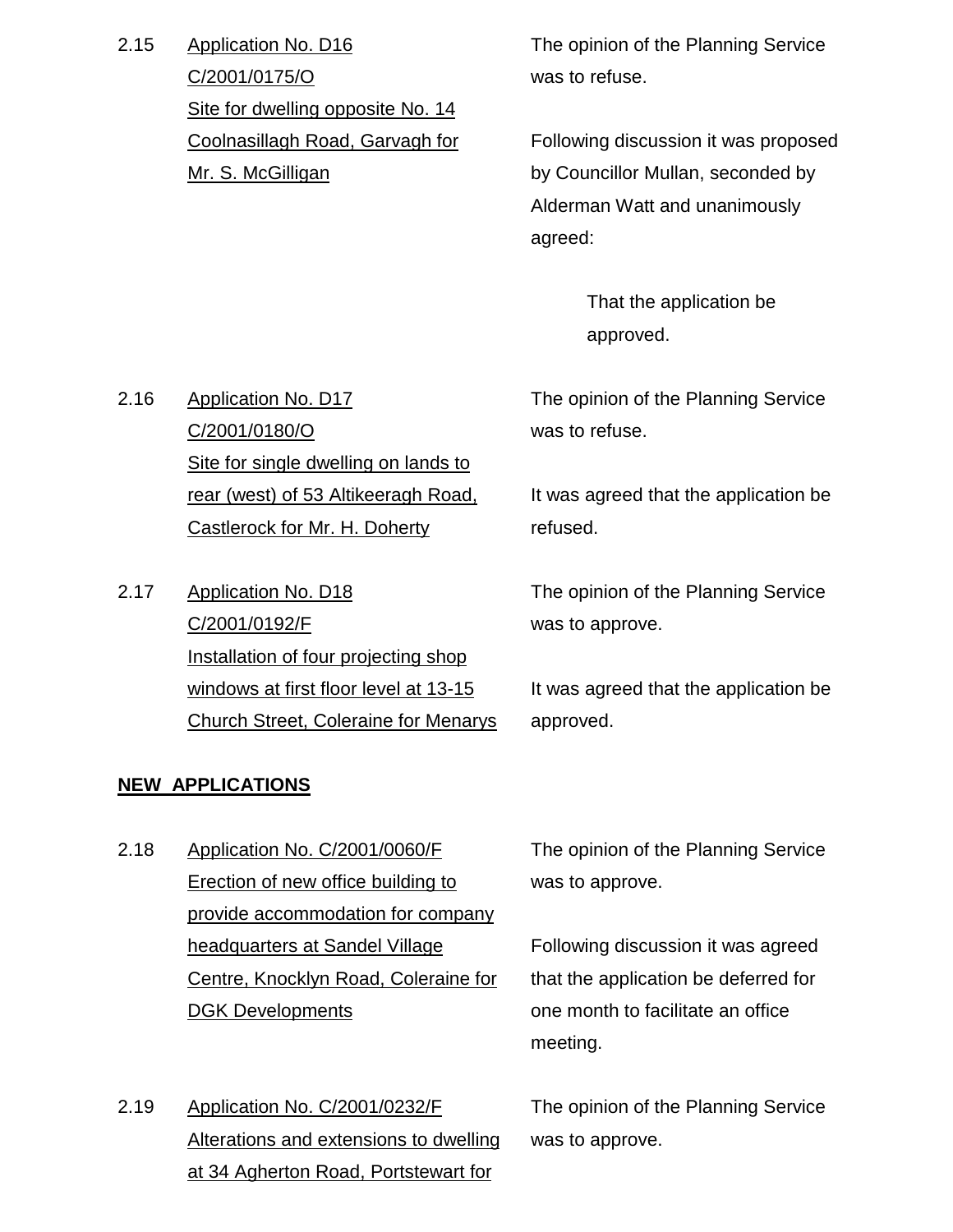2.15 Application No. D16
C/2001/0175/O
Site for dwelling opposite No. 14 Coolnasillagh Road, Garvagh for Mr. S. McGilligan

The opinion of the Planning Service was to refuse.

Following discussion it was proposed by Councillor Mullan, seconded by Alderman Watt and unanimously agreed:

> That the application be approved.

2.16 Application No. D17
C/2001/0180/O
Site for single dwelling on lands to rear (west) of 53 Altikeeragh Road, Castlerock for Mr. H. Doherty

The opinion of the Planning Service was to refuse.

It was agreed that the application be refused.

2.17 Application No. D18
C/2001/0192/F
Installation of four projecting shop windows at first floor level at 13-15 Church Street, Coleraine for Menarys

The opinion of the Planning Service was to approve.

It was agreed that the application be approved.

**NEW APPLICATIONS**

2.18 Application No. C/2001/0060/F
Erection of new office building to provide accommodation for company headquarters at Sandel Village Centre, Knocklyn Road, Coleraine for DGK Developments

The opinion of the Planning Service was to approve.

Following discussion it was agreed that the application be deferred for one month to facilitate an office meeting.

2.19 Application No. C/2001/0232/F
Alterations and extensions to dwelling at 34 Agherton Road, Portstewart for

The opinion of the Planning Service was to approve.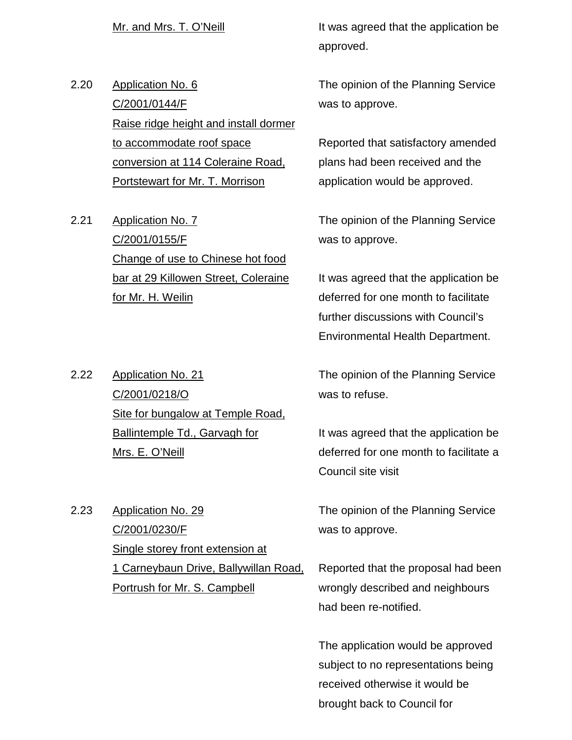Mr. and Mrs. T. O'Neill

It was agreed that the application be approved.

2.20 Application No. 6
C/2001/0144/F
Raise ridge height and install dormer to accommodate roof space conversion at 114 Coleraine Road, Portstewart for Mr. T. Morrison

The opinion of the Planning Service was to approve.

Reported that satisfactory amended plans had been received and the application would be approved.

2.21 Application No. 7
C/2001/0155/F
Change of use to Chinese hot food bar at 29 Killowen Street, Coleraine for Mr. H. Weilin

The opinion of the Planning Service was to approve.

It was agreed that the application be deferred for one month to facilitate further discussions with Council's Environmental Health Department.

2.22 Application No. 21
C/2001/0218/O
Site for bungalow at Temple Road, Ballintemple Td., Garvagh for Mrs. E. O'Neill

The opinion of the Planning Service was to refuse.

It was agreed that the application be deferred for one month to facilitate a Council site visit

2.23 Application No. 29
C/2001/0230/F
Single storey front extension at 1 Carneybaun Drive, Ballywillan Road, Portrush for Mr. S. Campbell

The opinion of the Planning Service was to approve.

Reported that the proposal had been wrongly described and neighbours had been re-notified.

The application would be approved subject to no representations being received otherwise it would be brought back to Council for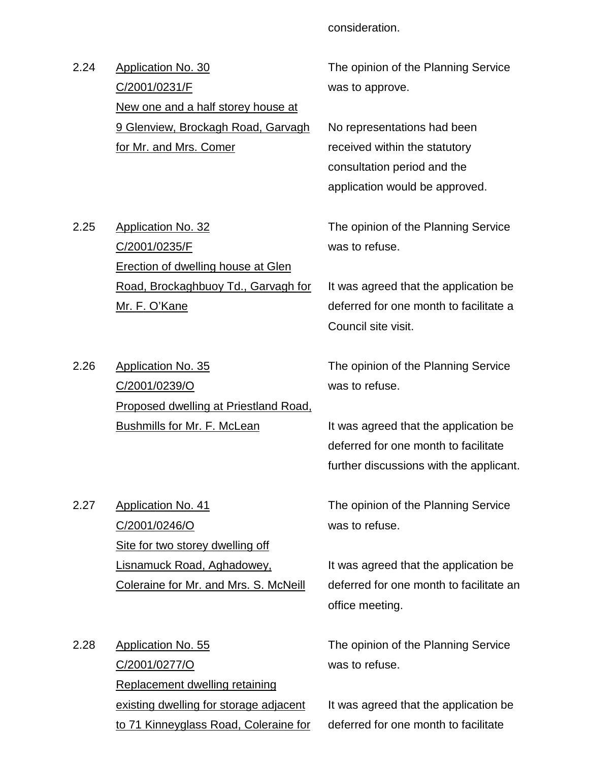consideration.

2.24 <u>Application No. 30</u>
<u>C/2001/0231/F</u>
<u>New one and a half storey house at 9 Glenview, Brockagh Road, Garvagh for Mr. and Mrs. Comer</u>

The opinion of the Planning Service was to approve.

No representations had been received within the statutory consultation period and the application would be approved.

2.25 <u>Application No. 32</u>
<u>C/2001/0235/F</u>
<u>Erection of dwelling house at Glen Road, Brockaghbuoy Td., Garvagh for Mr. F. O'Kane</u>

The opinion of the Planning Service was to refuse.

It was agreed that the application be deferred for one month to facilitate a Council site visit.

2.26 <u>Application No. 35</u>
<u>C/2001/0239/O</u>
<u>Proposed dwelling at Priestland Road, Bushmills for Mr. F. McLean</u>

The opinion of the Planning Service was to refuse.

It was agreed that the application be deferred for one month to facilitate further discussions with the applicant.

2.27 <u>Application No. 41</u>
<u>C/2001/0246/O</u>
<u>Site for two storey dwelling off Lisnamuck Road, Aghadowey, Coleraine for Mr. and Mrs. S. McNeill</u>

The opinion of the Planning Service was to refuse.

It was agreed that the application be deferred for one month to facilitate an office meeting.

2.28 <u>Application No. 55</u>
<u>C/2001/0277/O</u>
<u>Replacement dwelling retaining existing dwelling for storage adjacent to 71 Kinneyglass Road, Coleraine for</u>

The opinion of the Planning Service was to refuse.

It was agreed that the application be deferred for one month to facilitate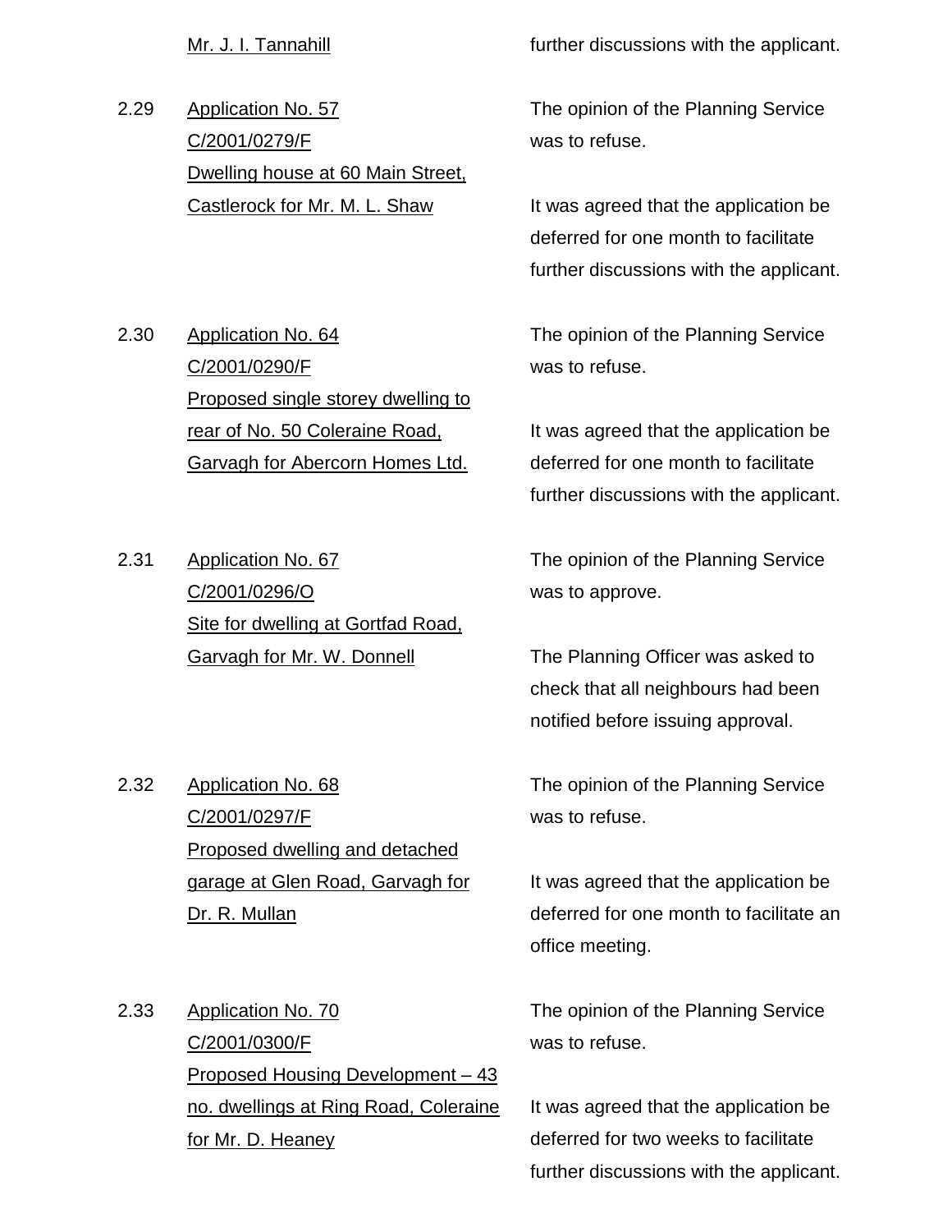Mr. J. I. Tannahill — further discussions with the applicant.

2.29 Application No. 57
C/2001/0279/F
Dwelling house at 60 Main Street, Castlerock for Mr. M. L. Shaw

The opinion of the Planning Service was to refuse.

It was agreed that the application be deferred for one month to facilitate further discussions with the applicant.

2.30 Application No. 64
C/2001/0290/F
Proposed single storey dwelling to rear of No. 50 Coleraine Road, Garvagh for Abercorn Homes Ltd.

The opinion of the Planning Service was to refuse.

It was agreed that the application be deferred for one month to facilitate further discussions with the applicant.

2.31 Application No. 67
C/2001/0296/O
Site for dwelling at Gortfad Road, Garvagh for Mr. W. Donnell

The opinion of the Planning Service was to approve.

The Planning Officer was asked to check that all neighbours had been notified before issuing approval.

2.32 Application No. 68
C/2001/0297/F
Proposed dwelling and detached garage at Glen Road, Garvagh for Dr. R. Mullan

The opinion of the Planning Service was to refuse.

It was agreed that the application be deferred for one month to facilitate an office meeting.

2.33 Application No. 70
C/2001/0300/F
Proposed Housing Development – 43 no. dwellings at Ring Road, Coleraine for Mr. D. Heaney

The opinion of the Planning Service was to refuse.

It was agreed that the application be deferred for two weeks to facilitate further discussions with the applicant.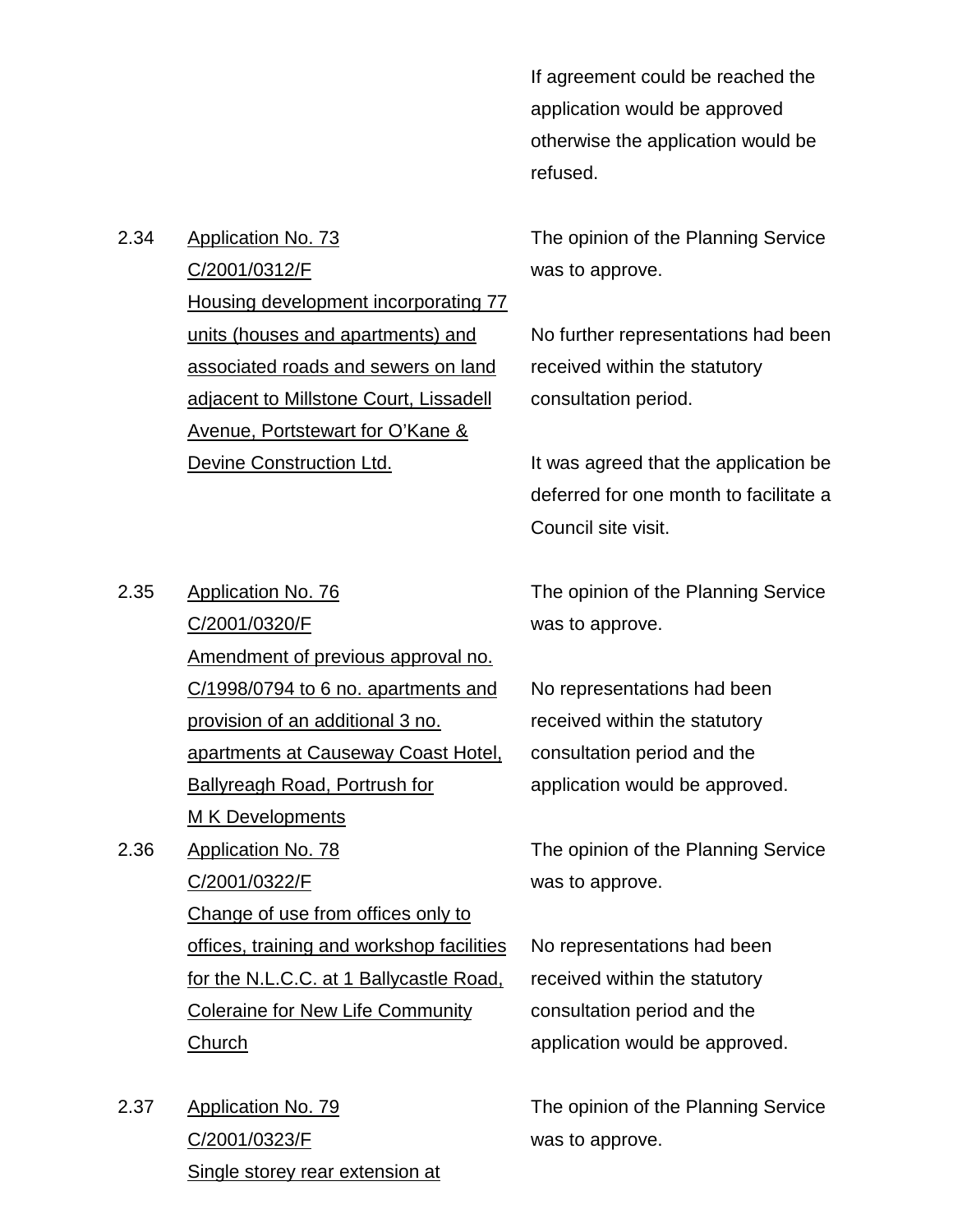If agreement could be reached the application would be approved otherwise the application would be refused.

2.34 <u>Application No. 73</u>
<u>C/2001/0312/F</u>
<u>Housing development incorporating 77 units (houses and apartments) and associated roads and sewers on land adjacent to Millstone Court, Lissadell Avenue, Portstewart for O'Kane & Devine Construction Ltd.</u>

The opinion of the Planning Service was to approve.

No further representations had been received within the statutory consultation period.

It was agreed that the application be deferred for one month to facilitate a Council site visit.

2.35 <u>Application No. 76</u>
<u>C/2001/0320/F</u>
<u>Amendment of previous approval no. C/1998/0794 to 6 no. apartments and provision of an additional 3 no. apartments at Causeway Coast Hotel, Ballyreagh Road, Portrush for M K Developments</u>

The opinion of the Planning Service was to approve.

No representations had been received within the statutory consultation period and the application would be approved.

2.36 <u>Application No. 78</u>
<u>C/2001/0322/F</u>
<u>Change of use from offices only to offices, training and workshop facilities for the N.L.C.C. at 1 Ballycastle Road, Coleraine for New Life Community Church</u>

The opinion of the Planning Service was to approve.

No representations had been received within the statutory consultation period and the application would be approved.

2.37 <u>Application No. 79</u>
<u>C/2001/0323/F</u>
<u>Single storey rear extension at</u>

The opinion of the Planning Service was to approve.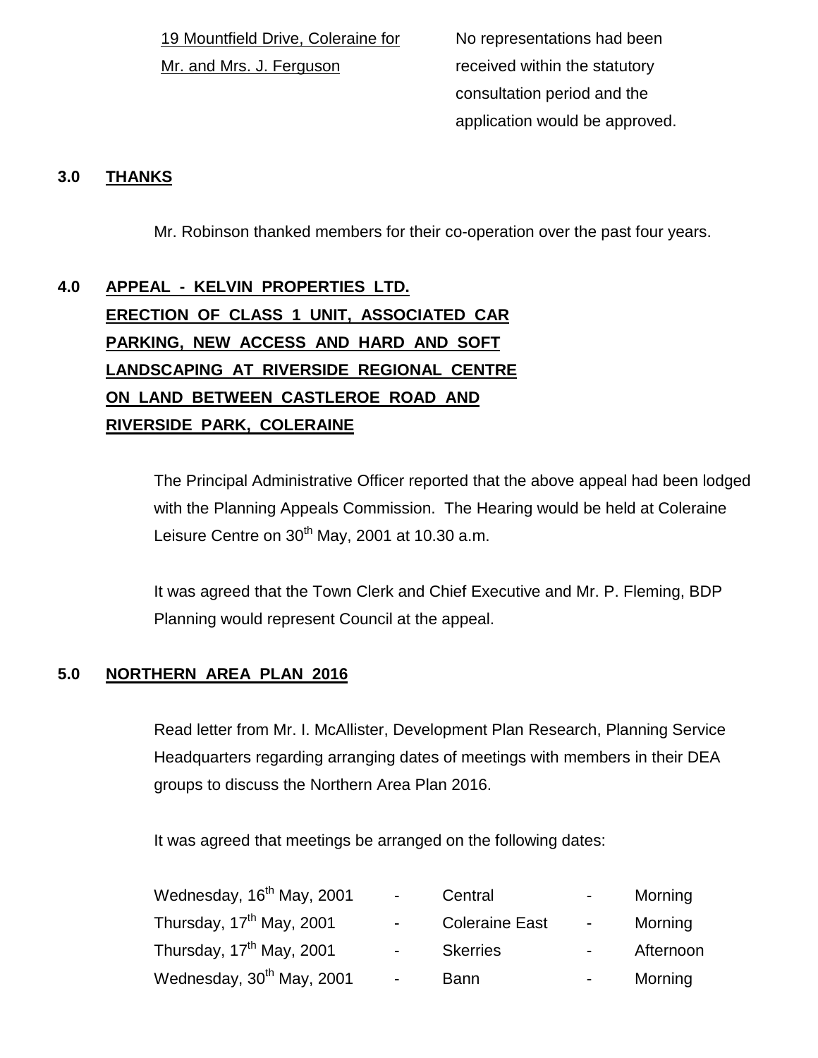| | |
|---|---|
| <u>19 Mountfield Drive, Coleraine for Mr. and Mrs. J. Ferguson</u> | No representations had been received within the statutory consultation period and the application would be approved. |

## 3.0 THANKS

Mr. Robinson thanked members for their co-operation over the past four years.

## 4.0 APPEAL - KELVIN PROPERTIES LTD. ERECTION OF CLASS 1 UNIT, ASSOCIATED CAR PARKING, NEW ACCESS AND HARD AND SOFT LANDSCAPING AT RIVERSIDE REGIONAL CENTRE ON LAND BETWEEN CASTLEROE ROAD AND RIVERSIDE PARK, COLERAINE

The Principal Administrative Officer reported that the above appeal had been lodged with the Planning Appeals Commission. The Hearing would be held at Coleraine Leisure Centre on 30th May, 2001 at 10.30 a.m.

It was agreed that the Town Clerk and Chief Executive and Mr. P. Fleming, BDP Planning would represent Council at the appeal.

## 5.0 NORTHERN AREA PLAN 2016

Read letter from Mr. I. McAllister, Development Plan Research, Planning Service Headquarters regarding arranging dates of meetings with members in their DEA groups to discuss the Northern Area Plan 2016.

It was agreed that meetings be arranged on the following dates:

| | | | | |
|---|---|---|---|---|
| Wednesday, 16th May, 2001 | - | Central | - | Morning |
| Thursday, 17th May, 2001 | - | Coleraine East | - | Morning |
| Thursday, 17th May, 2001 | - | Skerries | - | Afternoon |
| Wednesday, 30th May, 2001 | - | Bann | - | Morning |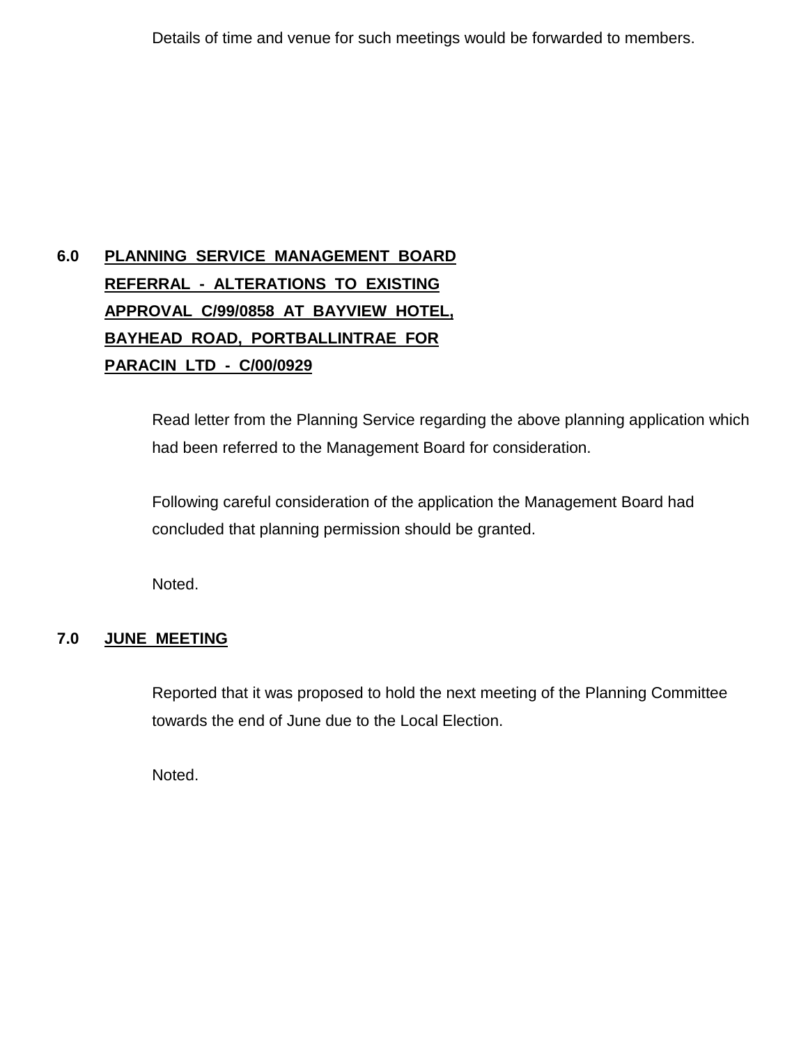Details of time and venue for such meetings would be forwarded to members.

**6.0 PLANNING SERVICE MANAGEMENT BOARD REFERRAL - ALTERATIONS TO EXISTING APPROVAL C/99/0858 AT BAYVIEW HOTEL, BAYHEAD ROAD, PORTBALLINTRAE FOR PARACIN LTD - C/00/0929**

Read letter from the Planning Service regarding the above planning application which had been referred to the Management Board for consideration.

Following careful consideration of the application the Management Board had concluded that planning permission should be granted.

Noted.

**7.0 JUNE MEETING**

Reported that it was proposed to hold the next meeting of the Planning Committee towards the end of June due to the Local Election.

Noted.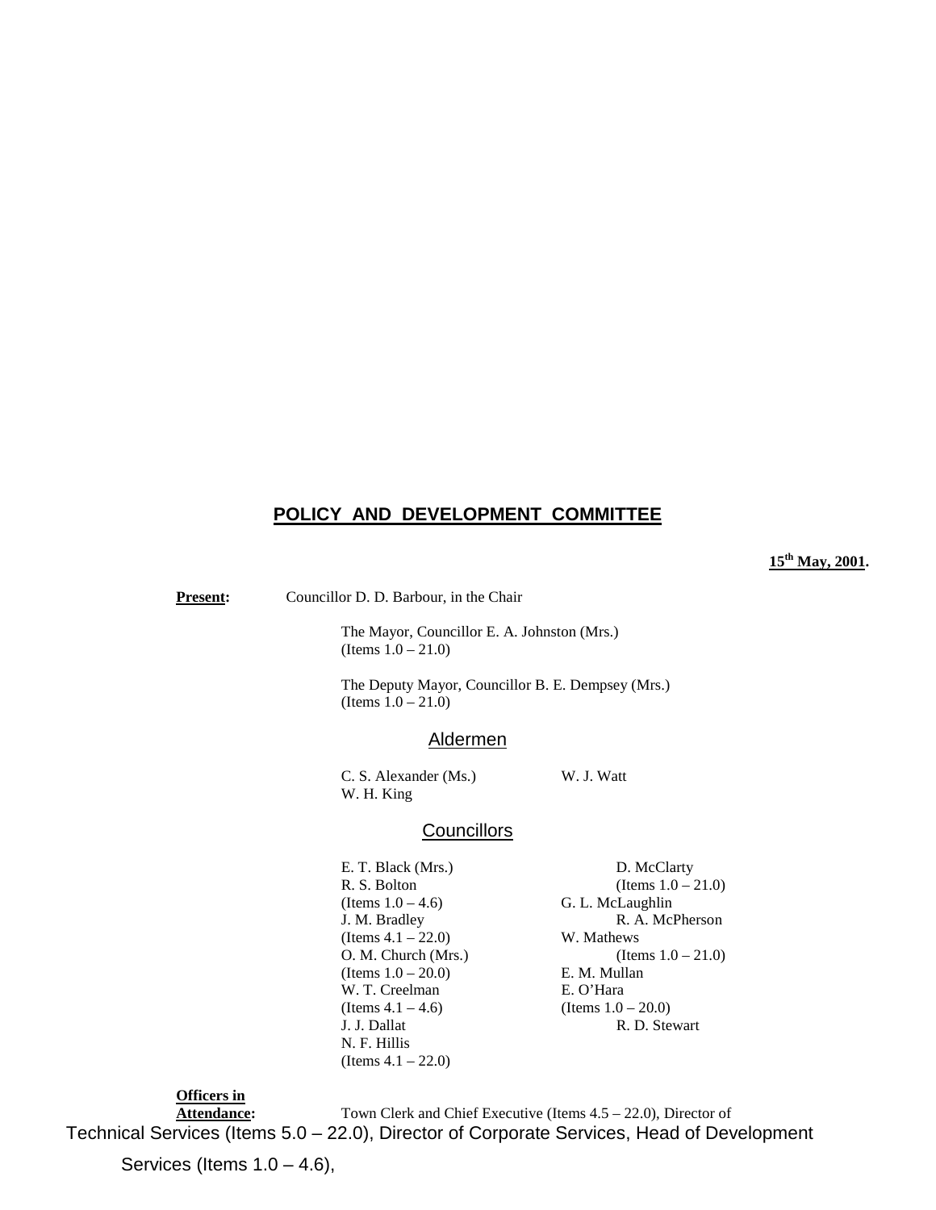## POLICY AND DEVELOPMENT COMMITTEE

**15th May, 2001.**

**Present:** Councillor D. D. Barbour, in the Chair

The Mayor, Councillor E. A. Johnston (Mrs.)
(Items 1.0 – 21.0)

The Deputy Mayor, Councillor B. E. Dempsey (Mrs.)
(Items 1.0 – 21.0)

### Aldermen

C. S. Alexander (Ms.)
W. H. King
W. J. Watt

### Councillors

E. T. Black (Mrs.)
R. S. Bolton
(Items 1.0 – 4.6)
J. M. Bradley
(Items 4.1 – 22.0)
O. M. Church (Mrs.)
(Items 1.0 – 20.0)
W. T. Creelman
(Items 4.1 – 4.6)
J. J. Dallat
N. F. Hillis
(Items 4.1 – 22.0)
D. McClarty
(Items 1.0 – 21.0)
G. L. McLaughlin
R. A. McPherson
W. Mathews
(Items 1.0 – 21.0)
E. M. Mullan
E. O'Hara
(Items 1.0 – 20.0)
R. D. Stewart

**Officers in Attendance:** Town Clerk and Chief Executive (Items 4.5 – 22.0), Director of Technical Services (Items 5.0 – 22.0), Director of Corporate Services, Head of Development Services (Items 1.0 – 4.6),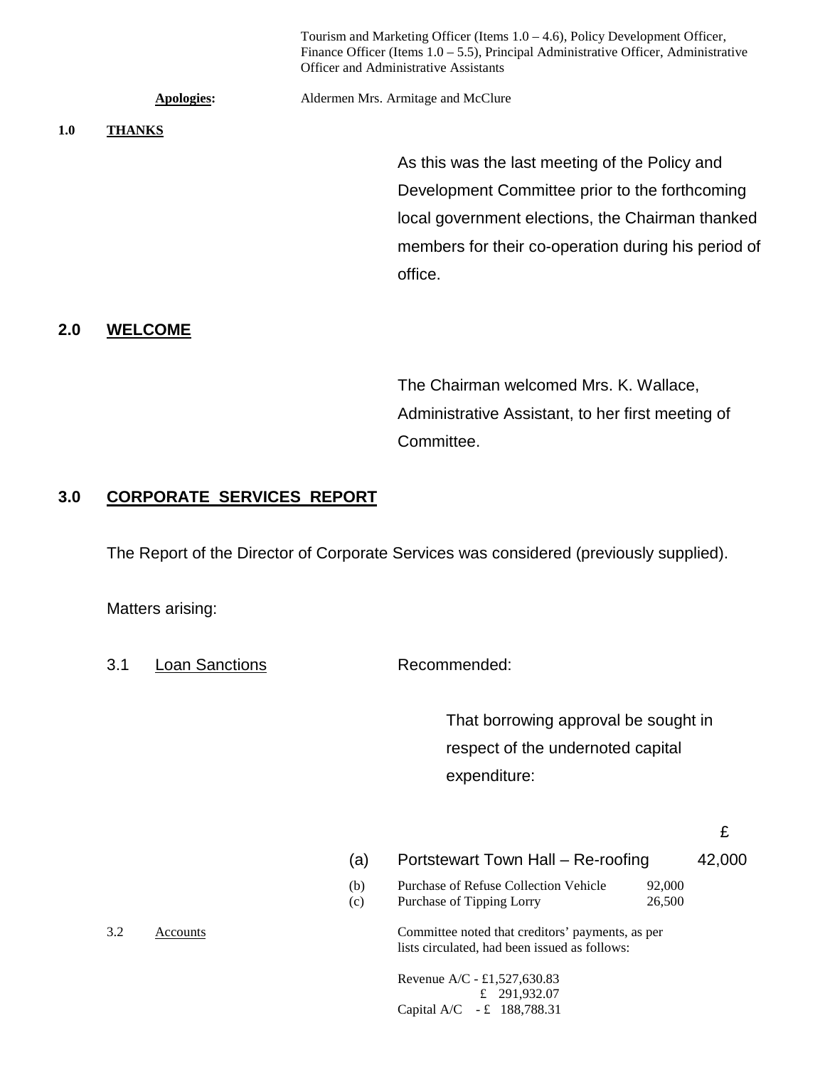Tourism and Marketing Officer (Items 1.0 – 4.6), Policy Development Officer, Finance Officer (Items 1.0 – 5.5), Principal Administrative Officer, Administrative Officer and Administrative Assistants

**Apologies:** Aldermen Mrs. Armitage and McClure

**1.0 THANKS**

As this was the last meeting of the Policy and Development Committee prior to the forthcoming local government elections, the Chairman thanked members for their co-operation during his period of office.

## 2.0 WELCOME

The Chairman welcomed Mrs. K. Wallace, Administrative Assistant, to her first meeting of Committee.

## 3.0 CORPORATE SERVICES REPORT

The Report of the Director of Corporate Services was considered (previously supplied).

Matters arising:

3.1 Loan Sanctions

Recommended:

That borrowing approval be sought in respect of the undernoted capital expenditure:

| | | £ |
|---|---|---|
| (a) | Portstewart Town Hall – Re-roofing | 42,000 |
| (b) | Purchase of Refuse Collection Vehicle | 92,000 |
| (c) | Purchase of Tipping Lorry | 26,500 |

3.2 Accounts

Committee noted that creditors' payments, as per lists circulated, had been issued as follows:

Revenue A/C - £1,527,630.83
£ 291,932.07
Capital A/C - £ 188,788.31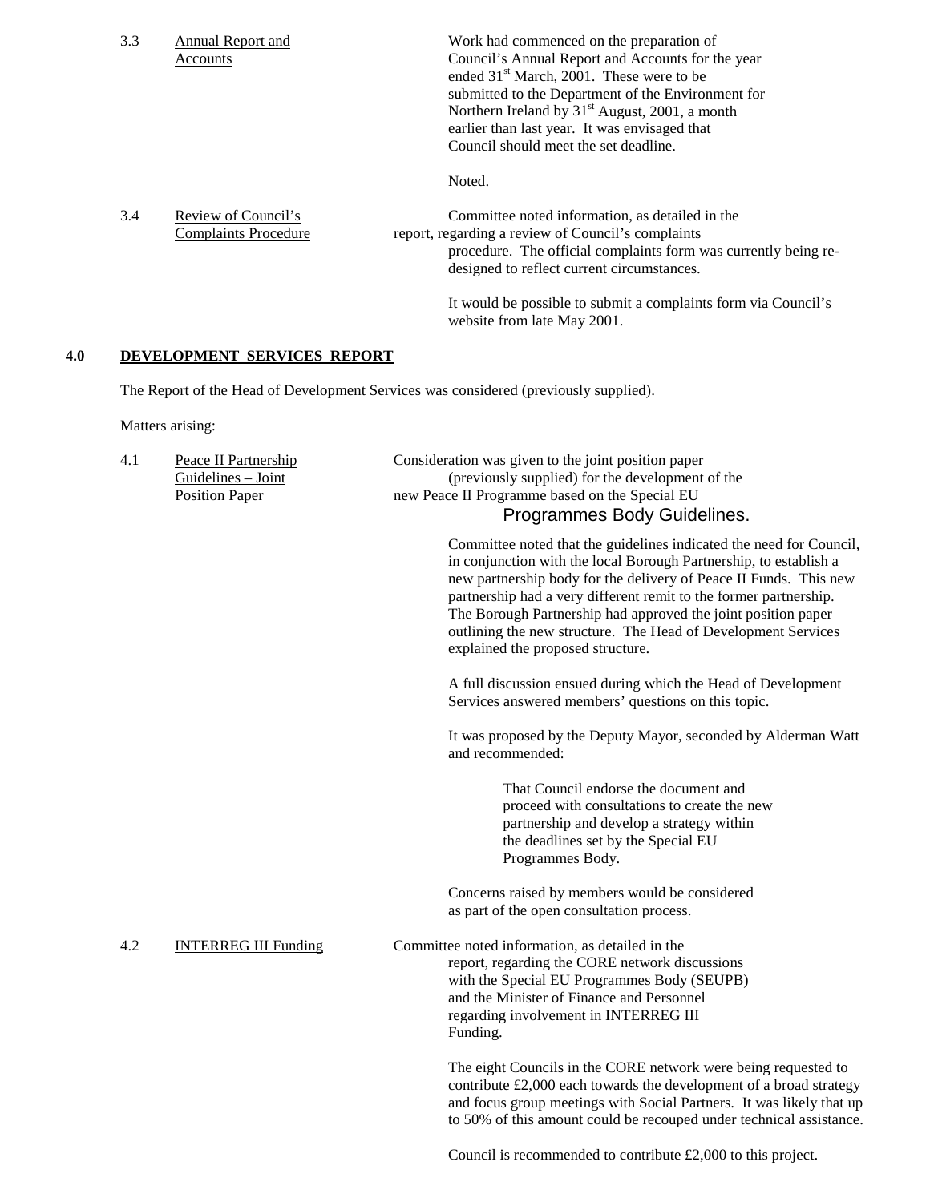3.3 Annual Report and Accounts

Work had commenced on the preparation of Council's Annual Report and Accounts for the year ended 31st March, 2001. These were to be submitted to the Department of the Environment for Northern Ireland by 31st August, 2001, a month earlier than last year. It was envisaged that Council should meet the set deadline.

Noted.

3.4 Review of Council's Complaints Procedure

Committee noted information, as detailed in the report, regarding a review of Council's complaints procedure. The official complaints form was currently being re-designed to reflect current circumstances.

It would be possible to submit a complaints form via Council's website from late May 2001.

## 4.0 DEVELOPMENT SERVICES REPORT

The Report of the Head of Development Services was considered (previously supplied).

Matters arising:

4.1 Peace II Partnership Guidelines – Joint Position Paper

Consideration was given to the joint position paper (previously supplied) for the development of the new Peace II Programme based on the Special EU Programmes Body Guidelines.

Committee noted that the guidelines indicated the need for Council, in conjunction with the local Borough Partnership, to establish a new partnership body for the delivery of Peace II Funds. This new partnership had a very different remit to the former partnership. The Borough Partnership had approved the joint position paper outlining the new structure. The Head of Development Services explained the proposed structure.

A full discussion ensued during which the Head of Development Services answered members' questions on this topic.

It was proposed by the Deputy Mayor, seconded by Alderman Watt and recommended:

> That Council endorse the document and proceed with consultations to create the new partnership and develop a strategy within the deadlines set by the Special EU Programmes Body.

Concerns raised by members would be considered as part of the open consultation process.

4.2 INTERREG III Funding

Committee noted information, as detailed in the report, regarding the CORE network discussions with the Special EU Programmes Body (SEUPB) and the Minister of Finance and Personnel regarding involvement in INTERREG III Funding.

The eight Councils in the CORE network were being requested to contribute £2,000 each towards the development of a broad strategy and focus group meetings with Social Partners. It was likely that up to 50% of this amount could be recouped under technical assistance.

Council is recommended to contribute £2,000 to this project.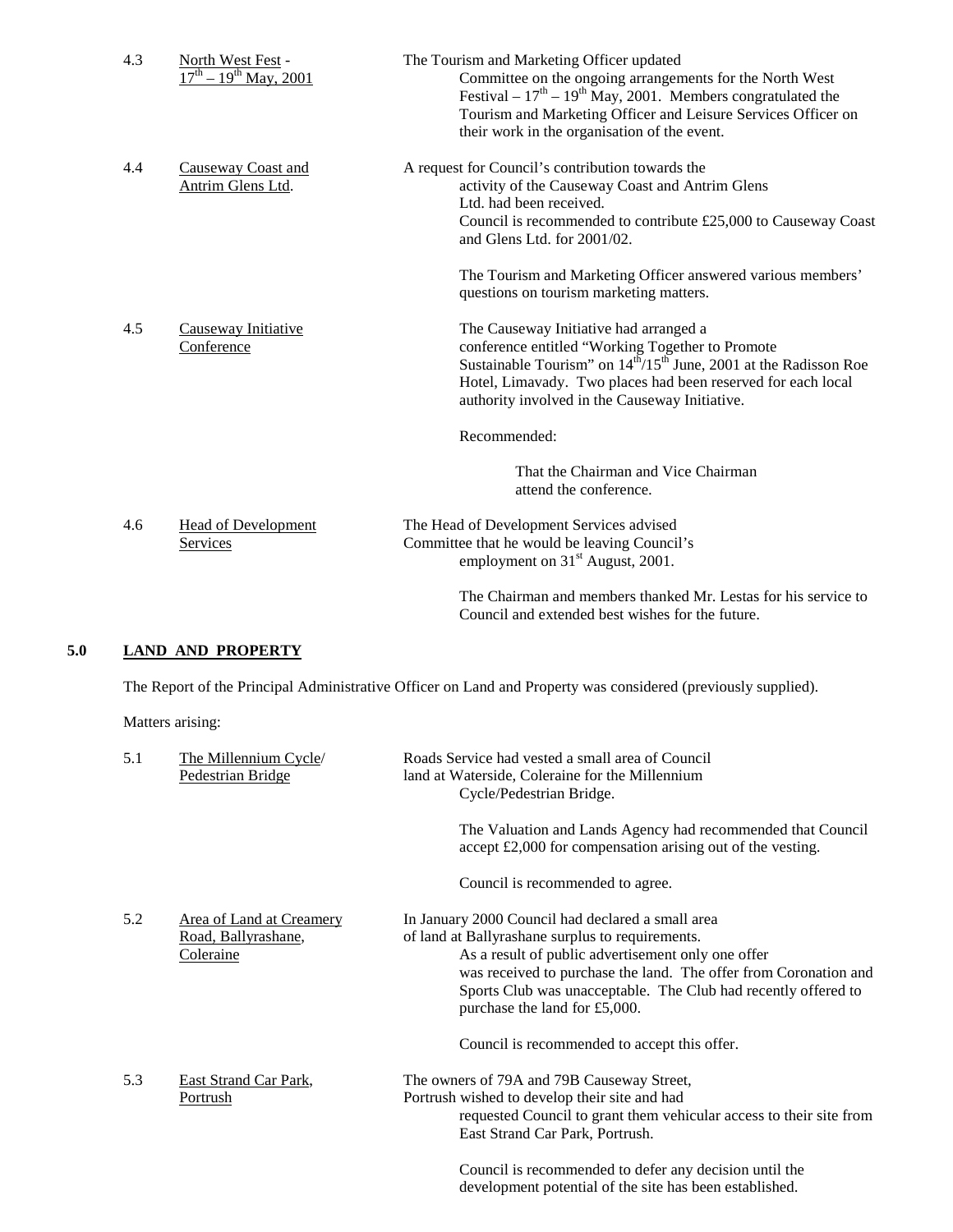4.3 North West Fest - $17^{th}$ – $19^{th}$ May, 2001

The Tourism and Marketing Officer updated Committee on the ongoing arrangements for the North West Festival – $17^{th}$ – $19^{th}$ May, 2001. Members congratulated the Tourism and Marketing Officer and Leisure Services Officer on their work in the organisation of the event.

4.4 Causeway Coast and Antrim Glens Ltd.

A request for Council's contribution towards the activity of the Causeway Coast and Antrim Glens Ltd. had been received.

Council is recommended to contribute £25,000 to Causeway Coast and Glens Ltd. for 2001/02.

The Tourism and Marketing Officer answered various members' questions on tourism marketing matters.

4.5 Causeway Initiative Conference

The Causeway Initiative had arranged a conference entitled "Working Together to Promote Sustainable Tourism" on $14^{th}$/$15^{th}$ June, 2001 at the Radisson Roe Hotel, Limavady. Two places had been reserved for each local authority involved in the Causeway Initiative.

Recommended:

That the Chairman and Vice Chairman attend the conference.

4.6 Head of Development Services

The Head of Development Services advised Committee that he would be leaving Council's employment on $31^{st}$ August, 2001.

The Chairman and members thanked Mr. Lestas for his service to Council and extended best wishes for the future.

## 5.0 LAND AND PROPERTY

The Report of the Principal Administrative Officer on Land and Property was considered (previously supplied).

Matters arising:

5.1 The Millennium Cycle/ Pedestrian Bridge

Roads Service had vested a small area of Council land at Waterside, Coleraine for the Millennium Cycle/Pedestrian Bridge.

The Valuation and Lands Agency had recommended that Council accept £2,000 for compensation arising out of the vesting.

Council is recommended to agree.

5.2 Area of Land at Creamery Road, Ballyrashane, Coleraine

In January 2000 Council had declared a small area of land at Ballyrashane surplus to requirements.

As a result of public advertisement only one offer was received to purchase the land. The offer from Coronation and Sports Club was unacceptable. The Club had recently offered to purchase the land for £5,000.

Council is recommended to accept this offer.

5.3 East Strand Car Park, Portrush

The owners of 79A and 79B Causeway Street, Portrush wished to develop their site and had requested Council to grant them vehicular access to their site from East Strand Car Park, Portrush.

Council is recommended to defer any decision until the development potential of the site has been established.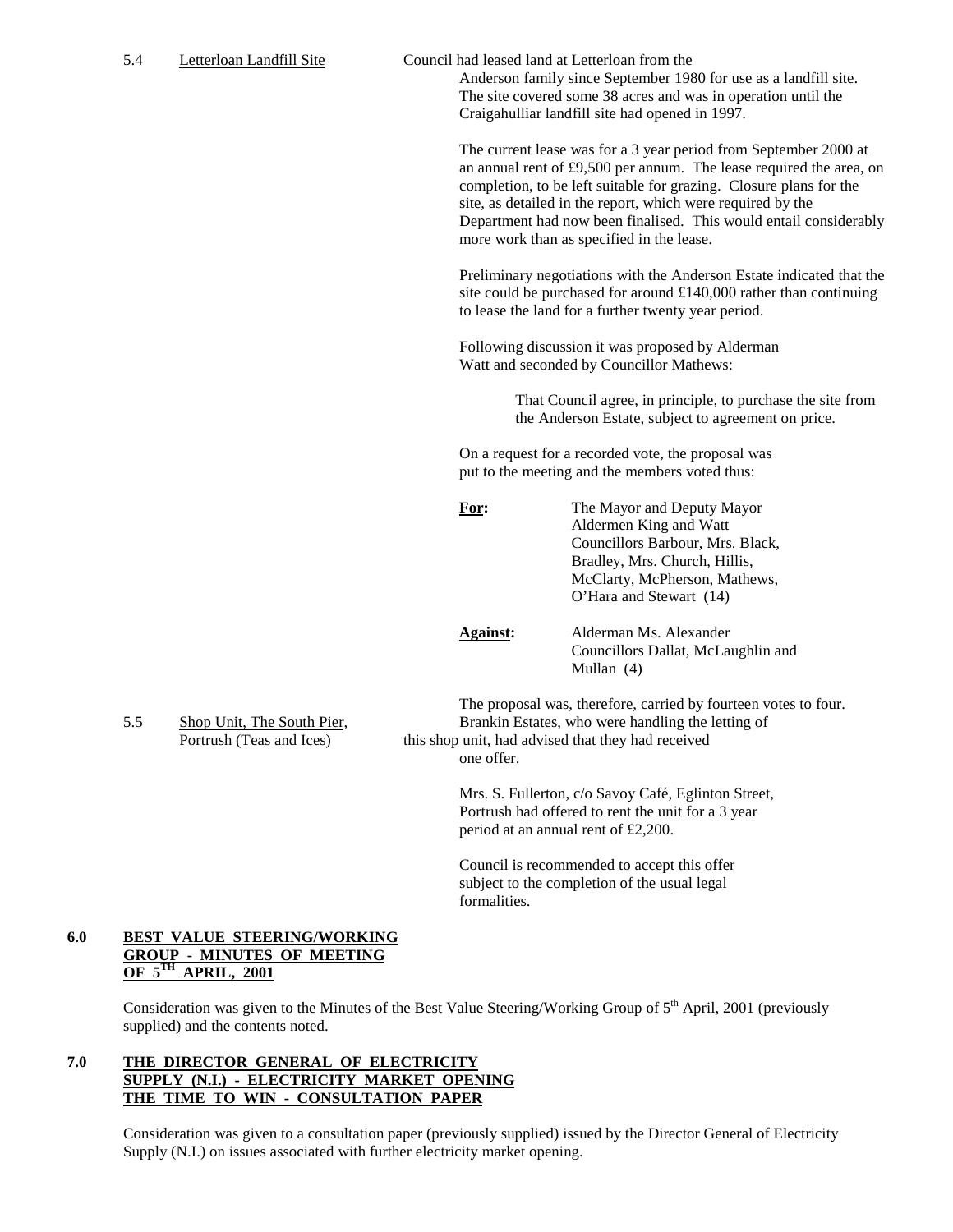5.4 Letterloan Landfill Site

Council had leased land at Letterloan from the Anderson family since September 1980 for use as a landfill site. The site covered some 38 acres and was in operation until the Craigahulliar landfill site had opened in 1997.

The current lease was for a 3 year period from September 2000 at an annual rent of £9,500 per annum. The lease required the area, on completion, to be left suitable for grazing. Closure plans for the site, as detailed in the report, which were required by the Department had now been finalised. This would entail considerably more work than as specified in the lease.

Preliminary negotiations with the Anderson Estate indicated that the site could be purchased for around £140,000 rather than continuing to lease the land for a further twenty year period.

Following discussion it was proposed by Alderman Watt and seconded by Councillor Mathews:

> That Council agree, in principle, to purchase the site from the Anderson Estate, subject to agreement on price.

On a request for a recorded vote, the proposal was put to the meeting and the members voted thus:

**For:** The Mayor and Deputy Mayor
Aldermen King and Watt
Councillors Barbour, Mrs. Black, Bradley, Mrs. Church, Hillis, McClarty, McPherson, Mathews, O'Hara and Stewart (14)

**Against:** Alderman Ms. Alexander
Councillors Dallat, McLaughlin and Mullan (4)

The proposal was, therefore, carried by fourteen votes to four.

5.5 Shop Unit, The South Pier, Portrush (Teas and Ices)

Brankin Estates, who were handling the letting of this shop unit, had advised that they had received one offer.

Mrs. S. Fullerton, c/o Savoy Café, Eglinton Street, Portrush had offered to rent the unit for a 3 year period at an annual rent of £2,200.

Council is recommended to accept this offer subject to the completion of the usual legal formalities.

## 6.0 BEST VALUE STEERING/WORKING GROUP - MINUTES OF MEETING OF 5TH APRIL, 2001

Consideration was given to the Minutes of the Best Value Steering/Working Group of 5th April, 2001 (previously supplied) and the contents noted.

## 7.0 THE DIRECTOR GENERAL OF ELECTRICITY SUPPLY (N.I.) - ELECTRICITY MARKET OPENING THE TIME TO WIN - CONSULTATION PAPER

Consideration was given to a consultation paper (previously supplied) issued by the Director General of Electricity Supply (N.I.) on issues associated with further electricity market opening.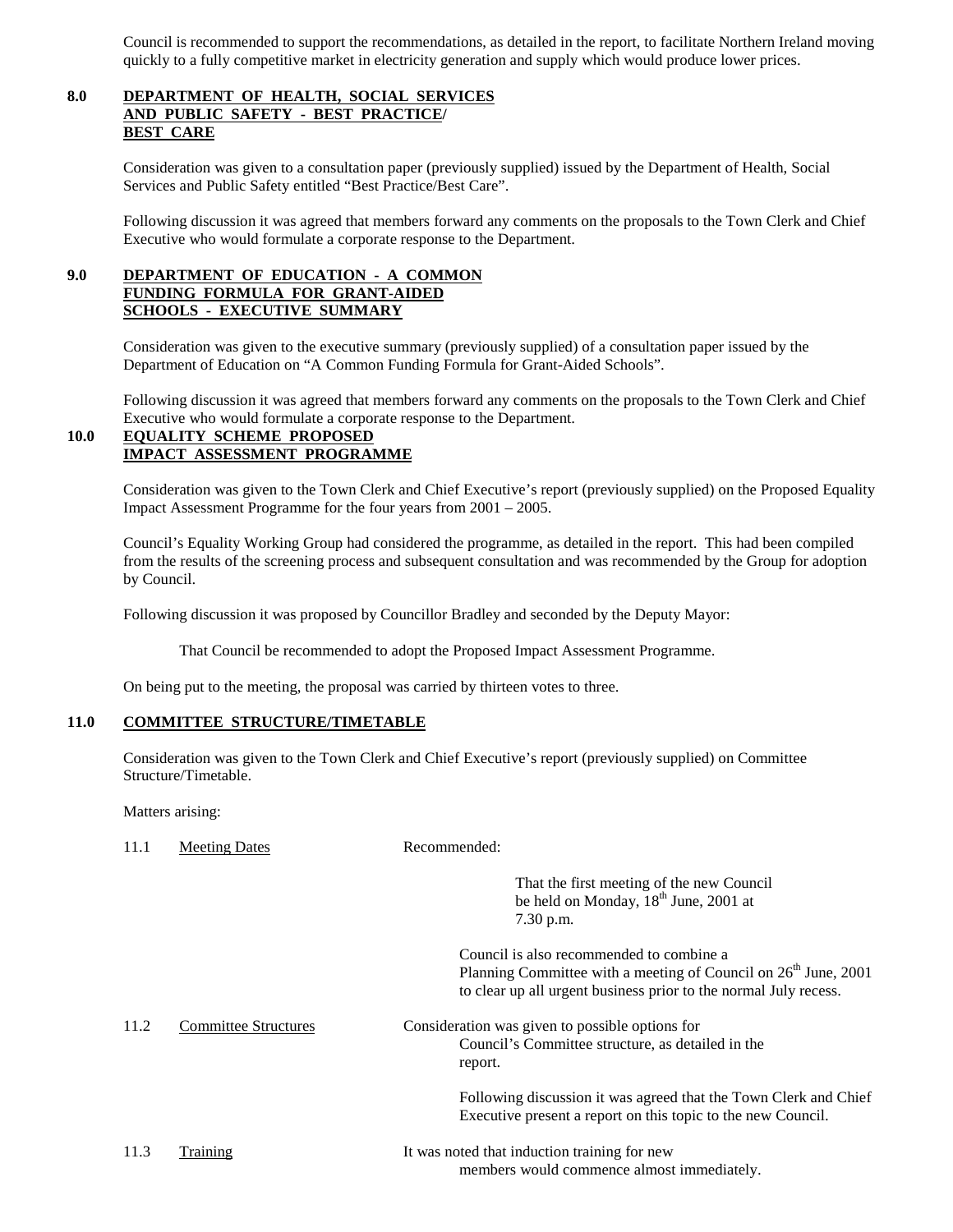Council is recommended to support the recommendations, as detailed in the report, to facilitate Northern Ireland moving quickly to a fully competitive market in electricity generation and supply which would produce lower prices.

## 8.0 DEPARTMENT OF HEALTH, SOCIAL SERVICES AND PUBLIC SAFETY - BEST PRACTICE/ BEST CARE

Consideration was given to a consultation paper (previously supplied) issued by the Department of Health, Social Services and Public Safety entitled "Best Practice/Best Care".

Following discussion it was agreed that members forward any comments on the proposals to the Town Clerk and Chief Executive who would formulate a corporate response to the Department.

## 9.0 DEPARTMENT OF EDUCATION - A COMMON FUNDING FORMULA FOR GRANT-AIDED SCHOOLS - EXECUTIVE SUMMARY

Consideration was given to the executive summary (previously supplied) of a consultation paper issued by the Department of Education on "A Common Funding Formula for Grant-Aided Schools".

Following discussion it was agreed that members forward any comments on the proposals to the Town Clerk and Chief Executive who would formulate a corporate response to the Department.

## 10.0 EQUALITY SCHEME PROPOSED IMPACT ASSESSMENT PROGRAMME

Consideration was given to the Town Clerk and Chief Executive's report (previously supplied) on the Proposed Equality Impact Assessment Programme for the four years from 2001 – 2005.

Council's Equality Working Group had considered the programme, as detailed in the report. This had been compiled from the results of the screening process and subsequent consultation and was recommended by the Group for adoption by Council.

Following discussion it was proposed by Councillor Bradley and seconded by the Deputy Mayor:

> That Council be recommended to adopt the Proposed Impact Assessment Programme.

On being put to the meeting, the proposal was carried by thirteen votes to three.

## 11.0 COMMITTEE STRUCTURE/TIMETABLE

Consideration was given to the Town Clerk and Chief Executive's report (previously supplied) on Committee Structure/Timetable.

Matters arising:

11.1 Meeting Dates

Recommended:

> That the first meeting of the new Council be held on Monday, 18th June, 2001 at 7.30 p.m.

Council is also recommended to combine a Planning Committee with a meeting of Council on 26th June, 2001 to clear up all urgent business prior to the normal July recess.

11.2 Committee Structures

Consideration was given to possible options for Council's Committee structure, as detailed in the report.

Following discussion it was agreed that the Town Clerk and Chief Executive present a report on this topic to the new Council.

11.3 Training

It was noted that induction training for new members would commence almost immediately.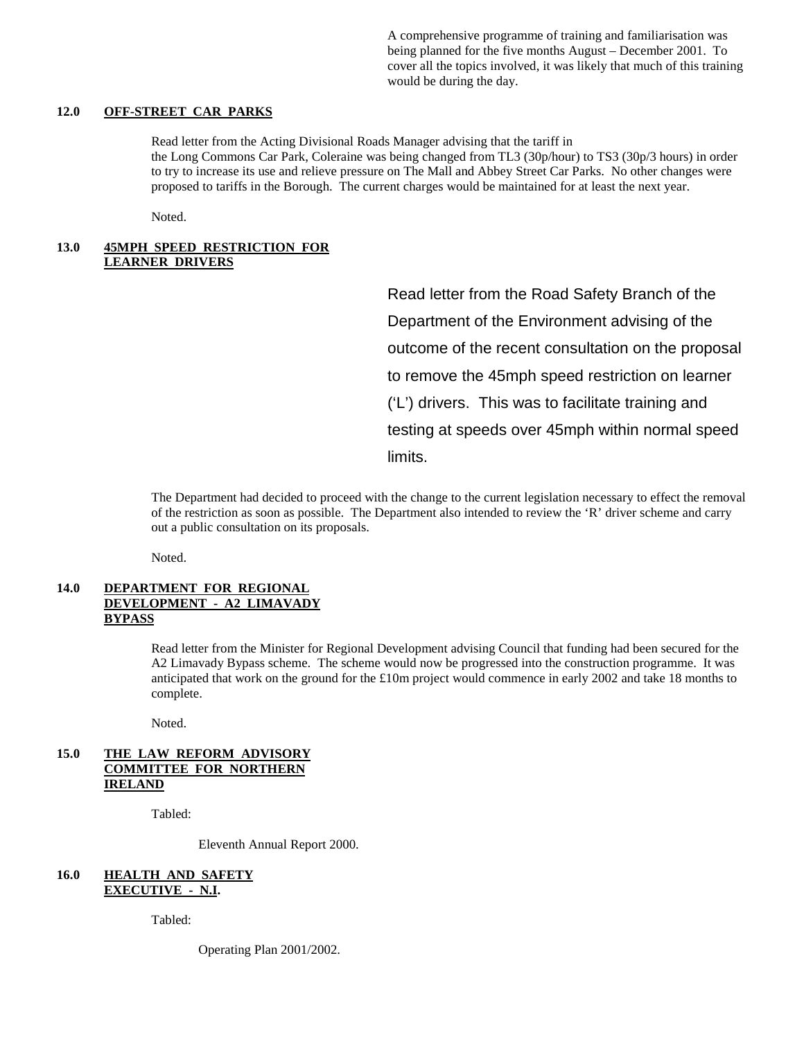A comprehensive programme of training and familiarisation was being planned for the five months August – December 2001. To cover all the topics involved, it was likely that much of this training would be during the day.

**12.0 OFF-STREET CAR PARKS**

Read letter from the Acting Divisional Roads Manager advising that the tariff in the Long Commons Car Park, Coleraine was being changed from TL3 (30p/hour) to TS3 (30p/3 hours) in order to try to increase its use and relieve pressure on The Mall and Abbey Street Car Parks. No other changes were proposed to tariffs in the Borough. The current charges would be maintained for at least the next year.

Noted.

**13.0 45MPH SPEED RESTRICTION FOR LEARNER DRIVERS**

Read letter from the Road Safety Branch of the Department of the Environment advising of the outcome of the recent consultation on the proposal to remove the 45mph speed restriction on learner ('L') drivers. This was to facilitate training and testing at speeds over 45mph within normal speed limits.

The Department had decided to proceed with the change to the current legislation necessary to effect the removal of the restriction as soon as possible. The Department also intended to review the 'R' driver scheme and carry out a public consultation on its proposals.

Noted.

**14.0 DEPARTMENT FOR REGIONAL DEVELOPMENT - A2 LIMAVADY BYPASS**

Read letter from the Minister for Regional Development advising Council that funding had been secured for the A2 Limavady Bypass scheme. The scheme would now be progressed into the construction programme. It was anticipated that work on the ground for the £10m project would commence in early 2002 and take 18 months to complete.

Noted.

**15.0 THE LAW REFORM ADVISORY COMMITTEE FOR NORTHERN IRELAND**

Tabled:

Eleventh Annual Report 2000.

**16.0 HEALTH AND SAFETY EXECUTIVE - N.I.**

Tabled:

Operating Plan 2001/2002.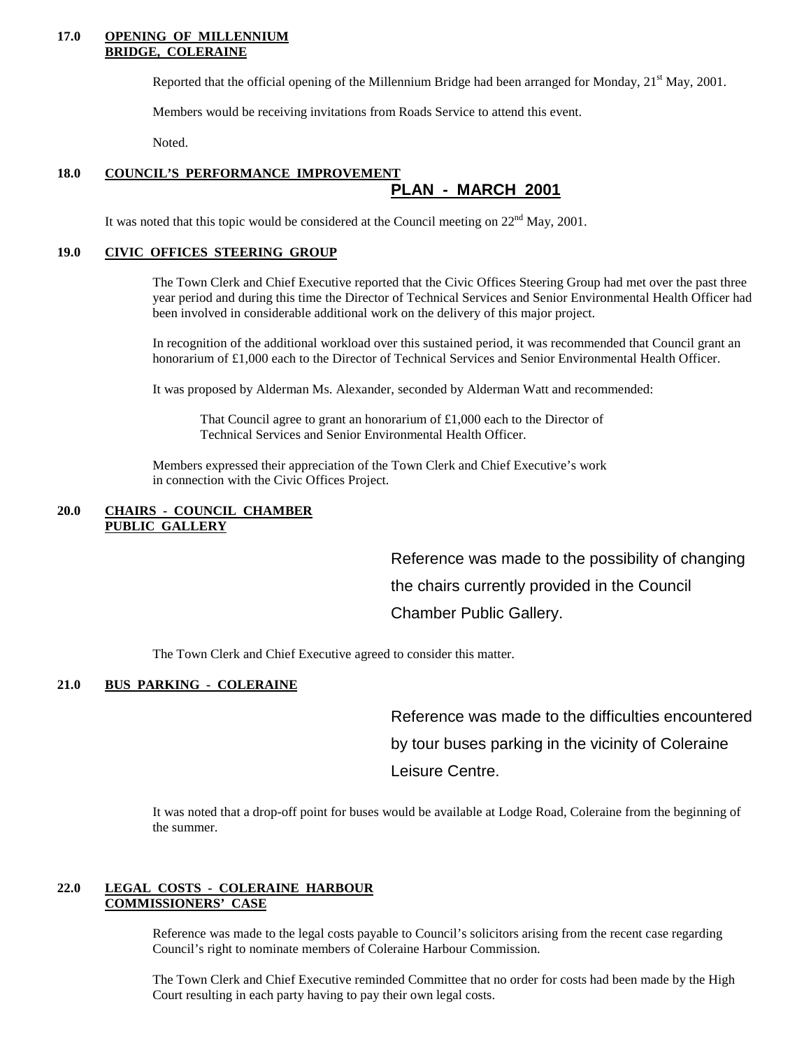### 17.0 OPENING OF MILLENNIUM BRIDGE, COLERAINE

Reported that the official opening of the Millennium Bridge had been arranged for Monday, 21st May, 2001.

Members would be receiving invitations from Roads Service to attend this event.

Noted.

### 18.0 COUNCIL'S PERFORMANCE IMPROVEMENT PLAN - MARCH 2001

It was noted that this topic would be considered at the Council meeting on 22nd May, 2001.

### 19.0 CIVIC OFFICES STEERING GROUP

The Town Clerk and Chief Executive reported that the Civic Offices Steering Group had met over the past three year period and during this time the Director of Technical Services and Senior Environmental Health Officer had been involved in considerable additional work on the delivery of this major project.

In recognition of the additional workload over this sustained period, it was recommended that Council grant an honorarium of £1,000 each to the Director of Technical Services and Senior Environmental Health Officer.

It was proposed by Alderman Ms. Alexander, seconded by Alderman Watt and recommended:

> That Council agree to grant an honorarium of £1,000 each to the Director of Technical Services and Senior Environmental Health Officer.

Members expressed their appreciation of the Town Clerk and Chief Executive's work in connection with the Civic Offices Project.

### 20.0 CHAIRS - COUNCIL CHAMBER PUBLIC GALLERY

Reference was made to the possibility of changing the chairs currently provided in the Council Chamber Public Gallery.

The Town Clerk and Chief Executive agreed to consider this matter.

### 21.0 BUS PARKING - COLERAINE

Reference was made to the difficulties encountered by tour buses parking in the vicinity of Coleraine Leisure Centre.

It was noted that a drop-off point for buses would be available at Lodge Road, Coleraine from the beginning of the summer.

### 22.0 LEGAL COSTS - COLERAINE HARBOUR COMMISSIONERS' CASE

Reference was made to the legal costs payable to Council's solicitors arising from the recent case regarding Council's right to nominate members of Coleraine Harbour Commission.

The Town Clerk and Chief Executive reminded Committee that no order for costs had been made by the High Court resulting in each party having to pay their own legal costs.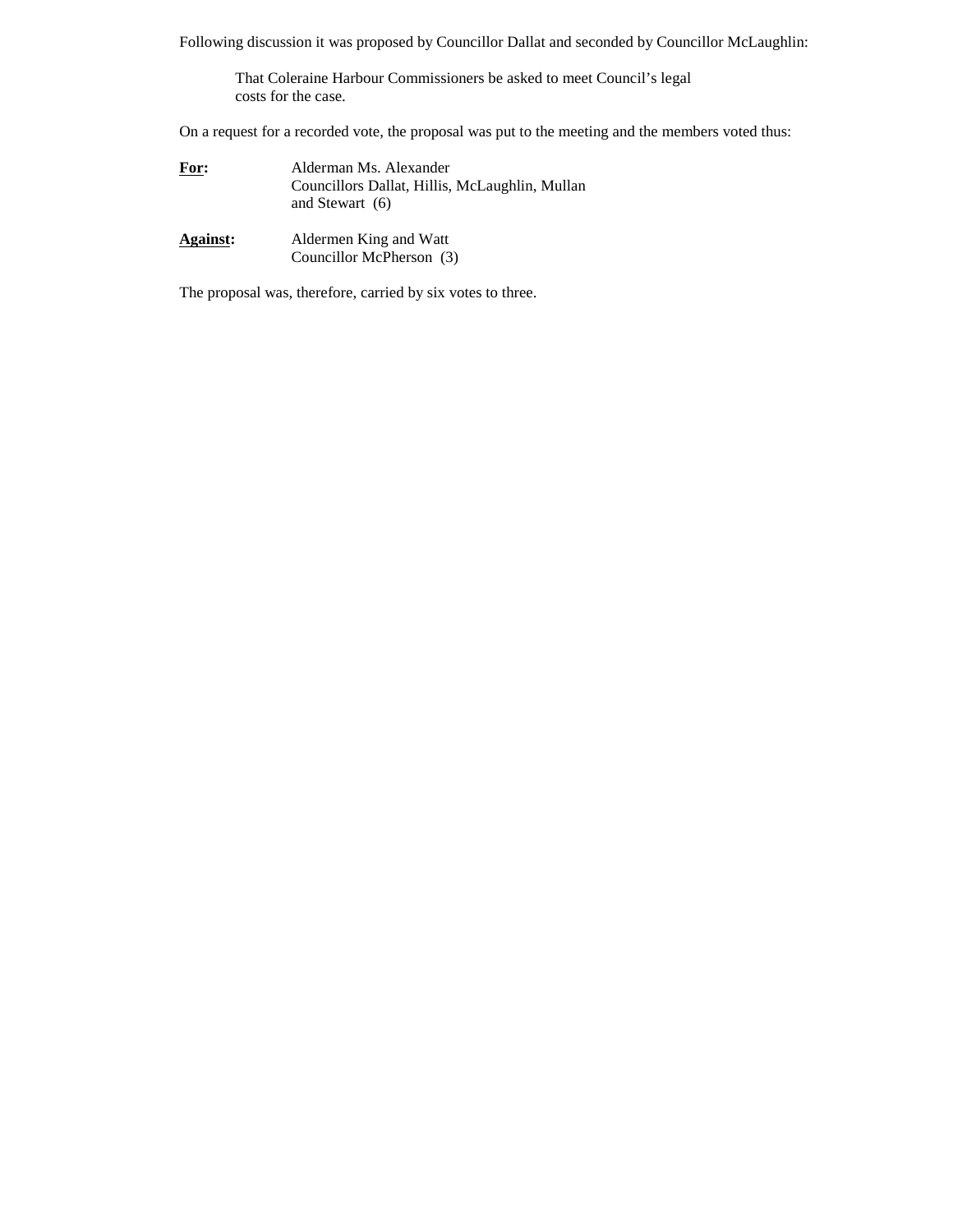Following discussion it was proposed by Councillor Dallat and seconded by Councillor McLaughlin:

> That Coleraine Harbour Commissioners be asked to meet Council's legal costs for the case.

On a request for a recorded vote, the proposal was put to the meeting and the members voted thus:

| | |
|---|---|
| **For:** | Alderman Ms. Alexander<br>Councillors Dallat, Hillis, McLaughlin, Mullan and Stewart (6) |
| **Against:** | Aldermen King and Watt<br>Councillor McPherson (3) |

The proposal was, therefore, carried by six votes to three.